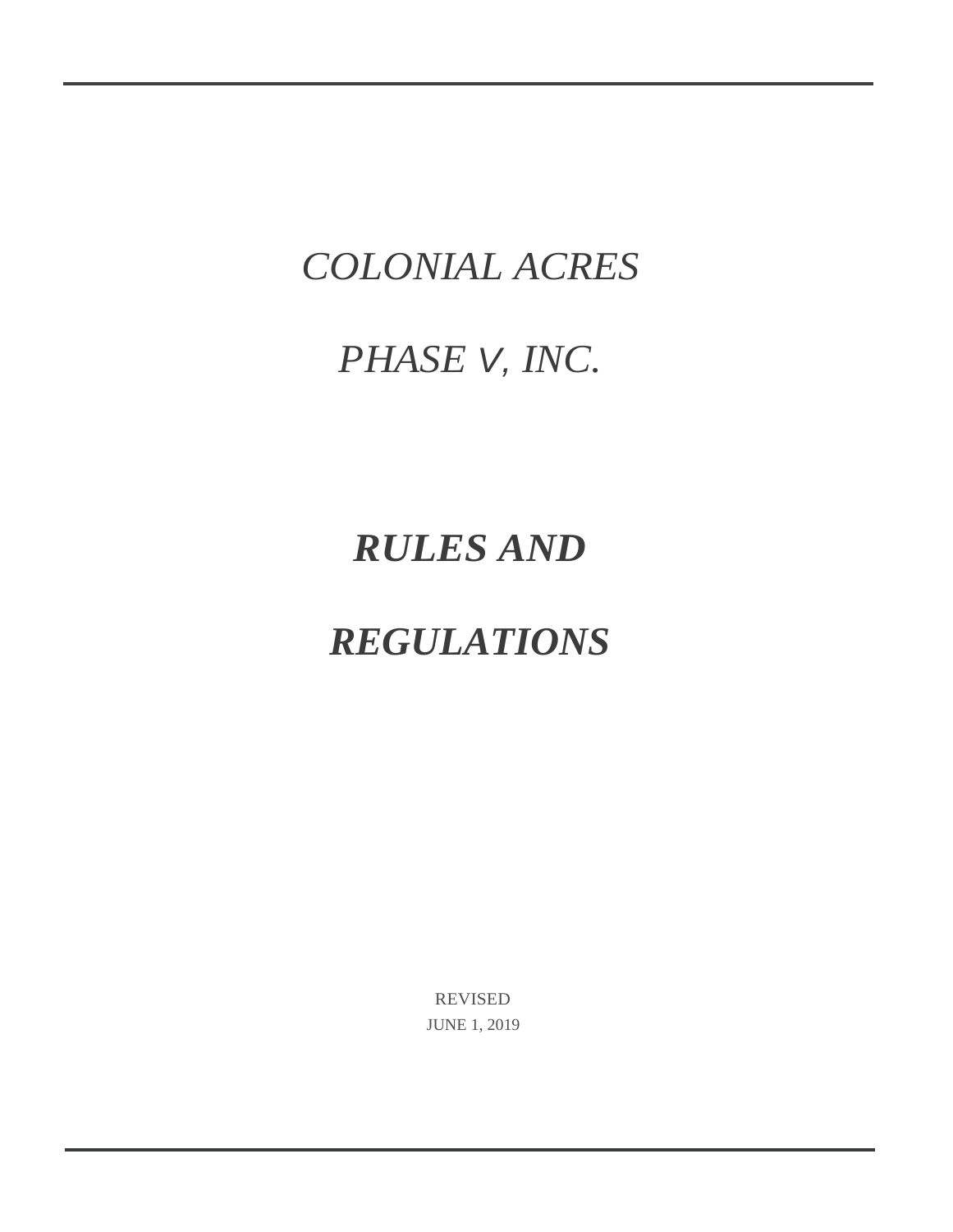*COLONIAL ACRES*

*PHASE V, INC.*

# ***RULES AND REGULATIONS***

REVISED

JUNE 1, 2019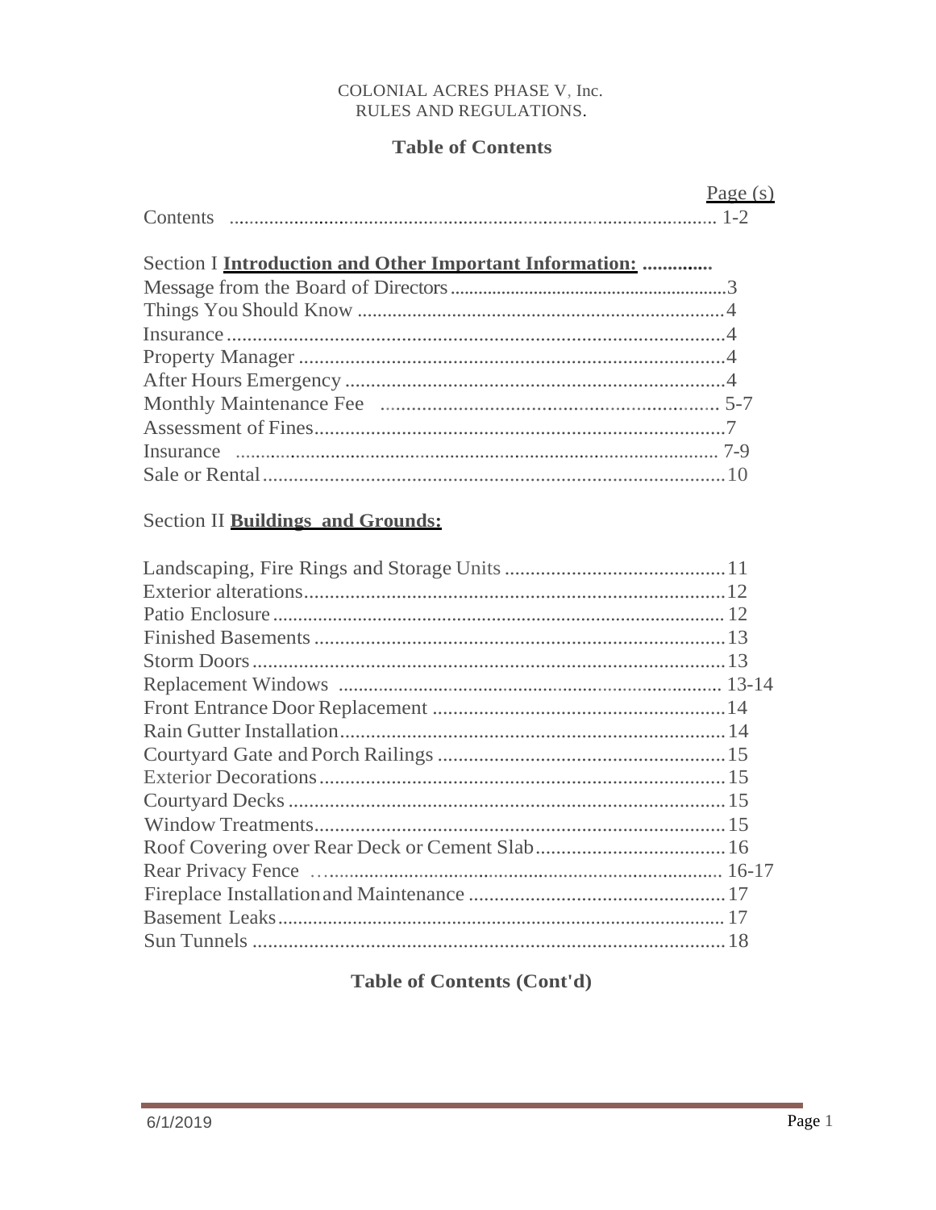COLONIAL ACRES PHASE V, Inc.
RULES AND REGULATIONS.

## Table of Contents

| | Page (s) |
|---|---|
| Contents | 1-2 |
| Section I **Introduction and Other Important Information:** | |
| Message from the Board of Directors | 3 |
| Things You Should Know | 4 |
| Insurance | 4 |
| Property Manager | 4 |
| After Hours Emergency | 4 |
| Monthly Maintenance Fee | 5-7 |
| Assessment of Fines | 7 |
| Insurance | 7-9 |
| Sale or Rental | 10 |
| Section II **Buildings and Grounds:** | |
| Landscaping, Fire Rings and Storage Units | 11 |
| Exterior alterations | 12 |
| Patio Enclosure | 12 |
| Finished Basements | 13 |
| Storm Doors | 13 |
| Replacement Windows | 13-14 |
| Front Entrance Door Replacement | 14 |
| Rain Gutter Installation | 14 |
| Courtyard Gate and Porch Railings | 15 |
| Exterior Decorations | 15 |
| Courtyard Decks | 15 |
| Window Treatments | 15 |
| Roof Covering over Rear Deck or Cement Slab | 16 |
| Rear Privacy Fence | 16-17 |
| Fireplace Installation and Maintenance | 17 |
| Basement Leaks | 17 |
| Sun Tunnels | 18 |

## Table of Contents (Cont'd)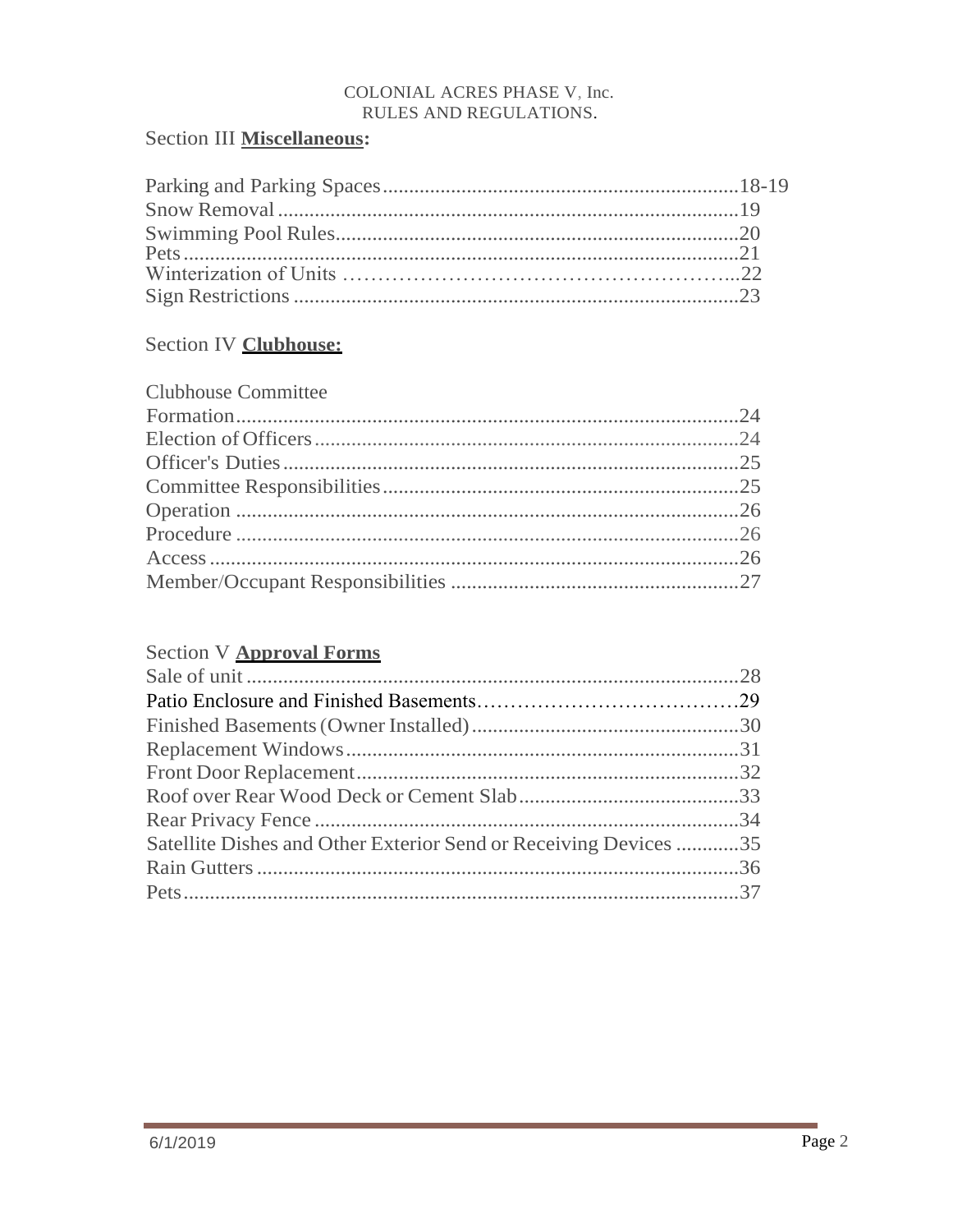COLONIAL ACRES PHASE V, Inc.
RULES AND REGULATIONS.

## Section III **Miscellaneous:**

Parking and Parking Spaces....................................................................18-19
Snow Removal........................................................................................19
Swimming Pool Rules.............................................................................20
Pets..........................................................................................................21
Winterization of Units ……………………………………………..22
Sign Restrictions .....................................................................................23

## Section IV **Clubhouse:**

Clubhouse Committee
Formation................................................................................................24
Election of Officers.................................................................................24
Officer's Duties.......................................................................................25
Committee Responsibilities....................................................................25
Operation ................................................................................................26
Procedure ................................................................................................26
Access.....................................................................................................26
Member/Occupant Responsibilities .......................................................27

## Section V **Approval Forms**

Sale of unit ..............................................................................................28
Patio Enclosure and Finished Basements…………………………………29
Finished Basements (Owner Installed)...................................................30
Replacement Windows...........................................................................31
Front Door Replacement.........................................................................32
Roof over Rear Wood Deck or Cement Slab..........................................33
Rear Privacy Fence .................................................................................34
Satellite Dishes and Other Exterior Send or Receiving Devices ............35
Rain Gutters ............................................................................................36
Pets..........................................................................................................37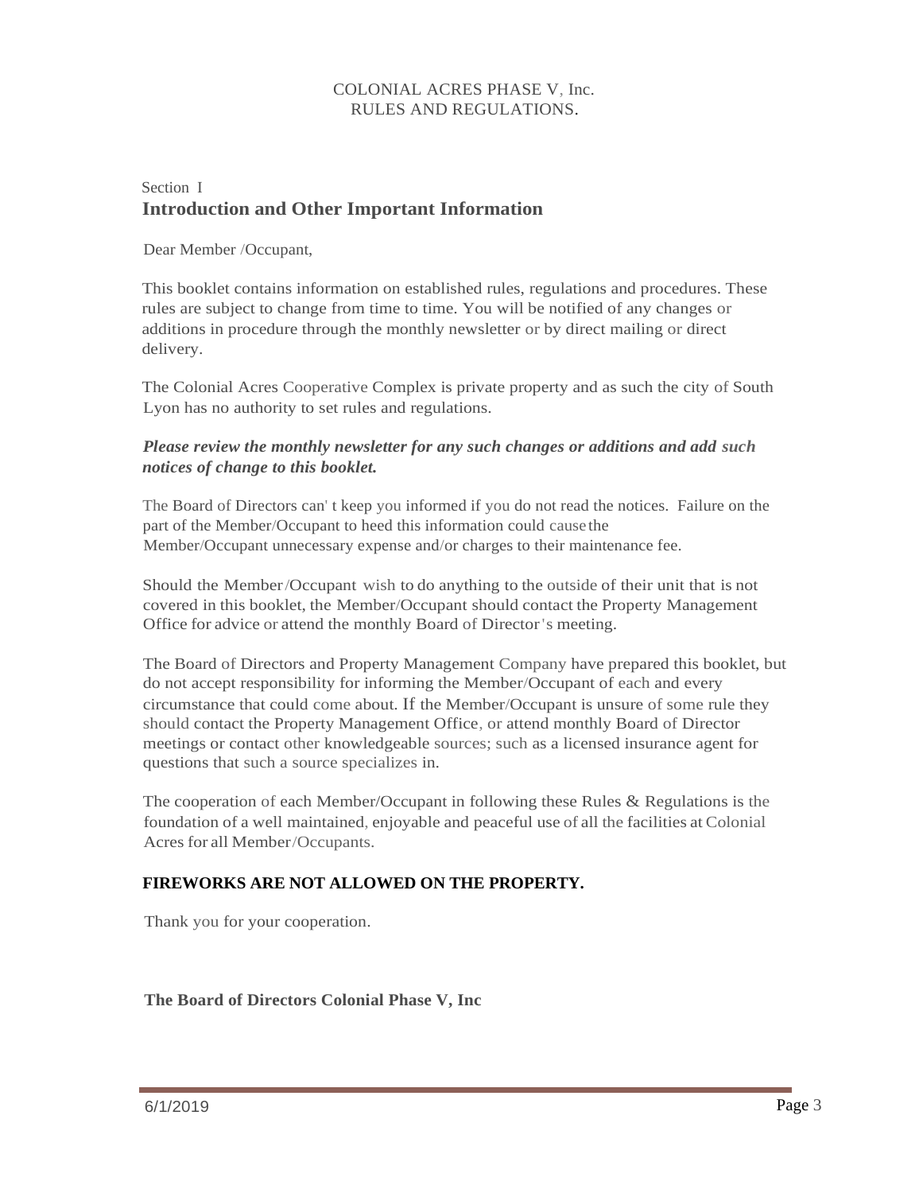COLONIAL ACRES PHASE V, Inc.
RULES AND REGULATIONS.

Section I

## Introduction and Other Important Information

Dear Member /Occupant,

This booklet contains information on established rules, regulations and procedures. These rules are subject to change from time to time. You will be notified of any changes or additions in procedure through the monthly newsletter or by direct mailing or direct delivery.

The Colonial Acres Cooperative Complex is private property and as such the city of South Lyon has no authority to set rules and regulations.

***Please review the monthly newsletter for any such changes or additions and add such notices of change to this booklet.***

The Board of Directors can' t keep you informed if you do not read the notices. Failure on the part of the Member/Occupant to heed this information could cause the Member/Occupant unnecessary expense and/or charges to their maintenance fee.

Should the Member/Occupant wish to do anything to the outside of their unit that is not covered in this booklet, the Member/Occupant should contact the Property Management Office for advice or attend the monthly Board of Director's meeting.

The Board of Directors and Property Management Company have prepared this booklet, but do not accept responsibility for informing the Member/Occupant of each and every circumstance that could come about. If the Member/Occupant is unsure of some rule they should contact the Property Management Office, or attend monthly Board of Director meetings or contact other knowledgeable sources; such as a licensed insurance agent for questions that such a source specializes in.

The cooperation of each Member/Occupant in following these Rules & Regulations is the foundation of a well maintained, enjoyable and peaceful use of all the facilities at Colonial Acres for all Member/Occupants.

**FIREWORKS ARE NOT ALLOWED ON THE PROPERTY.**

Thank you for your cooperation.

**The Board of Directors Colonial Phase V, Inc**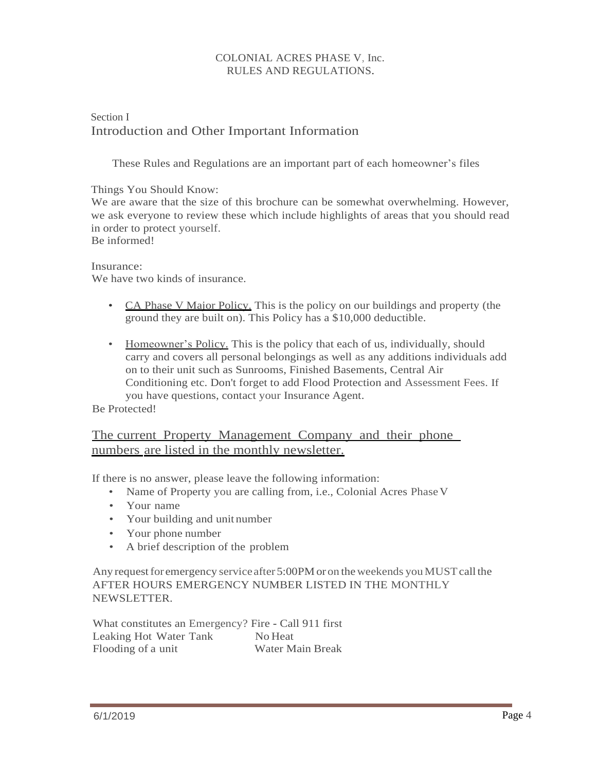COLONIAL ACRES PHASE V, Inc.
RULES AND REGULATIONS.

Section I

## Introduction and Other Important Information

These Rules and Regulations are an important part of each homeowner's files

Things You Should Know:
We are aware that the size of this brochure can be somewhat overwhelming. However, we ask everyone to review these which include highlights of areas that you should read in order to protect yourself.
Be informed!

Insurance:
We have two kinds of insurance.

- CA Phase V Major Policy. This is the policy on our buildings and property (the ground they are built on). This Policy has a $10,000 deductible.
- Homeowner's Policy. This is the policy that each of us, individually, should carry and covers all personal belongings as well as any additions individuals add on to their unit such as Sunrooms, Finished Basements, Central Air Conditioning etc. Don't forget to add Flood Protection and Assessment Fees. If you have questions, contact your Insurance Agent.

Be Protected!

## The current Property Management Company and their phone numbers are listed in the monthly newsletter.

If there is no answer, please leave the following information:

- Name of Property you are calling from, i.e., Colonial Acres Phase V
- Your name
- Your building and unit number
- Your phone number
- A brief description of the problem

Any request for emergency service after 5:00PM or on the weekends you MUST call the AFTER HOURS EMERGENCY NUMBER LISTED IN THE MONTHLY NEWSLETTER.

What constitutes an Emergency? Fire - Call 911 first

| | |
|---|---|
| Leaking Hot Water Tank | No Heat |
| Flooding of a unit | Water Main Break |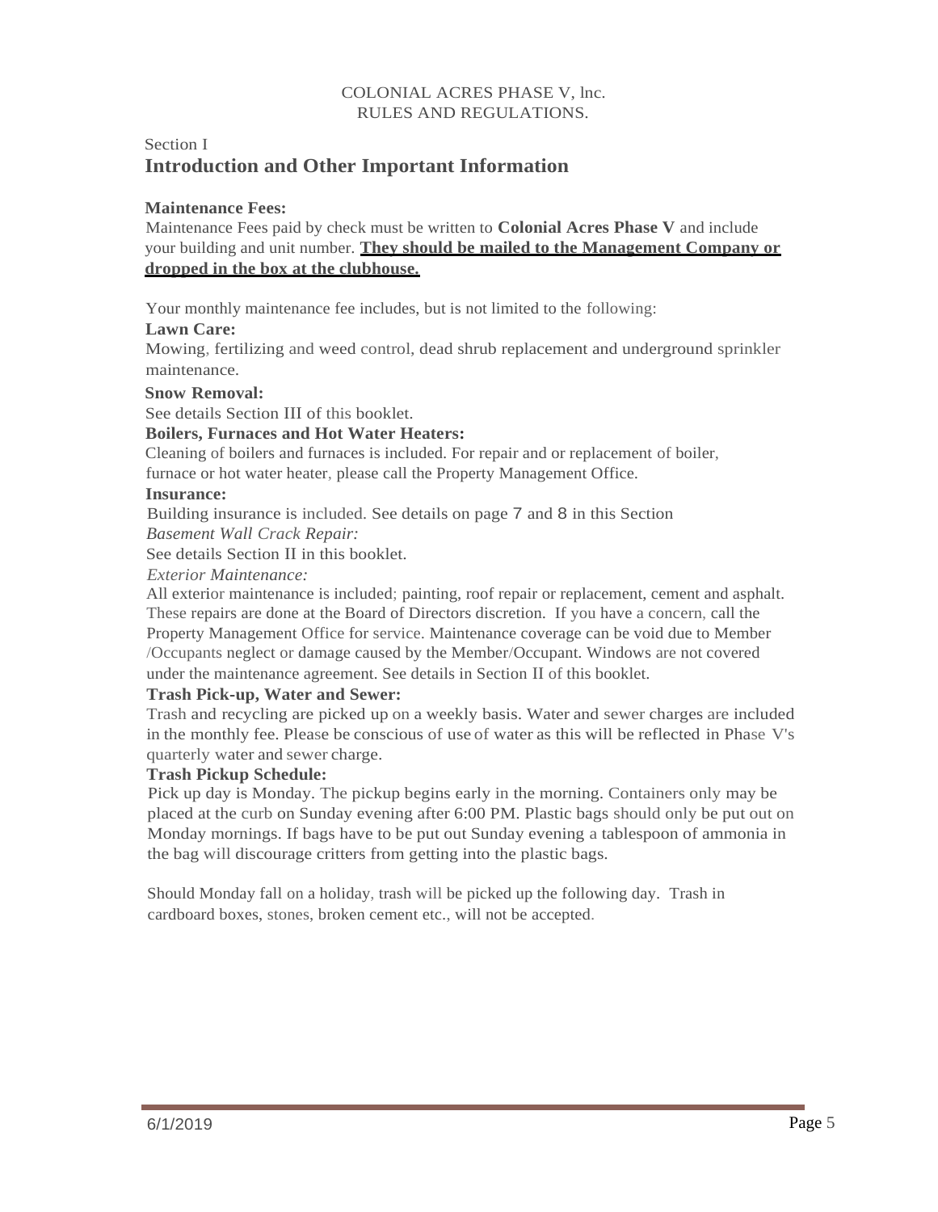COLONIAL ACRES PHASE V, lnc.
RULES AND REGULATIONS.

Section I

## Introduction and Other Important Information

**Maintenance Fees:**

Maintenance Fees paid by check must be written to **Colonial Acres Phase V** and include your building and unit number. **<u>They should be mailed to the Management Company or dropped in the box at the clubhouse.</u>**

Your monthly maintenance fee includes, but is not limited to the following:

**Lawn Care:**

Mowing, fertilizing and weed control, dead shrub replacement and underground sprinkler maintenance.

**Snow Removal:**

See details Section III of this booklet.

**Boilers, Furnaces and Hot Water Heaters:**

Cleaning of boilers and furnaces is included. For repair and or replacement of boiler, furnace or hot water heater, please call the Property Management Office.

**Insurance:**

Building insurance is included. See details on page 7 and 8 in this Section

*Basement Wall Crack Repair:*

See details Section II in this booklet.

*Exterior Maintenance:*

All exterior maintenance is included; painting, roof repair or replacement, cement and asphalt. These repairs are done at the Board of Directors discretion. If you have a concern, call the Property Management Office for service. Maintenance coverage can be void due to Member /Occupants neglect or damage caused by the Member/Occupant. Windows are not covered under the maintenance agreement. See details in Section II of this booklet.

**Trash Pick-up, Water and Sewer:**

Trash and recycling are picked up on a weekly basis. Water and sewer charges are included in the monthly fee. Please be conscious of use of water as this will be reflected in Phase V's quarterly water and sewer charge.

**Trash Pickup Schedule:**

Pick up day is Monday. The pickup begins early in the morning. Containers only may be placed at the curb on Sunday evening after 6:00 PM. Plastic bags should only be put out on Monday mornings. If bags have to be put out Sunday evening a tablespoon of ammonia in the bag will discourage critters from getting into the plastic bags.

Should Monday fall on a holiday, trash will be picked up the following day. Trash in cardboard boxes, stones, broken cement etc., will not be accepted.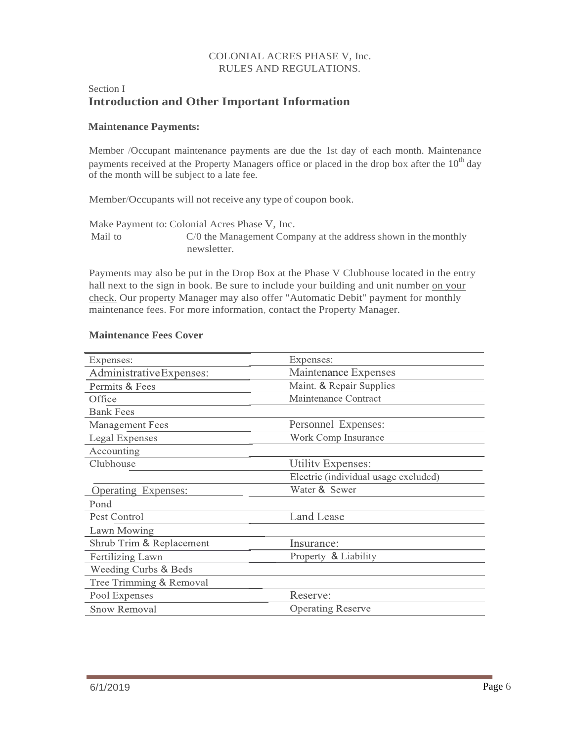COLONIAL ACRES PHASE V, Inc.
RULES AND REGULATIONS.

Section I

## Introduction and Other Important Information

### Maintenance Payments:

Member /Occupant maintenance payments are due the 1st day of each month. Maintenance payments received at the Property Managers office or placed in the drop box after the 10th day of the month will be subject to a late fee.

Member/Occupants will not receive any type of coupon book.

Make Payment to: Colonial Acres Phase V, Inc.
Mail to C/0 the Management Company at the address shown in the monthly newsletter.

Payments may also be put in the Drop Box at the Phase V Clubhouse located in the entry hall next to the sign in book. Be sure to include your building and unit number on your check. Our property Manager may also offer "Automatic Debit" payment for monthly maintenance fees. For more information, contact the Property Manager.

### Maintenance Fees Cover

| Expenses: | Expenses: |
|---|---|
| Administrative Expenses: | Maintenance Expenses |
| Permits & Fees | Maint. & Repair Supplies |
| Office | Maintenance Contract |
| Bank Fees | |
| Management Fees | Personnel Expenses: |
| Legal Expenses | Work Comp Insurance |
| Accounting | |
| Clubhouse | Utility Expenses: |
| | Electric (individual usage excluded) |
| Operating Expenses: | Water & Sewer |
| Pond | |
| Pest Control | Land Lease |
| Lawn Mowing | |
| Shrub Trim & Replacement | Insurance: |
| Fertilizing Lawn | Property & Liability |
| Weeding Curbs & Beds | |
| Tree Trimming & Removal | |
| Pool Expenses | Reserve: |
| Snow Removal | Operating Reserve |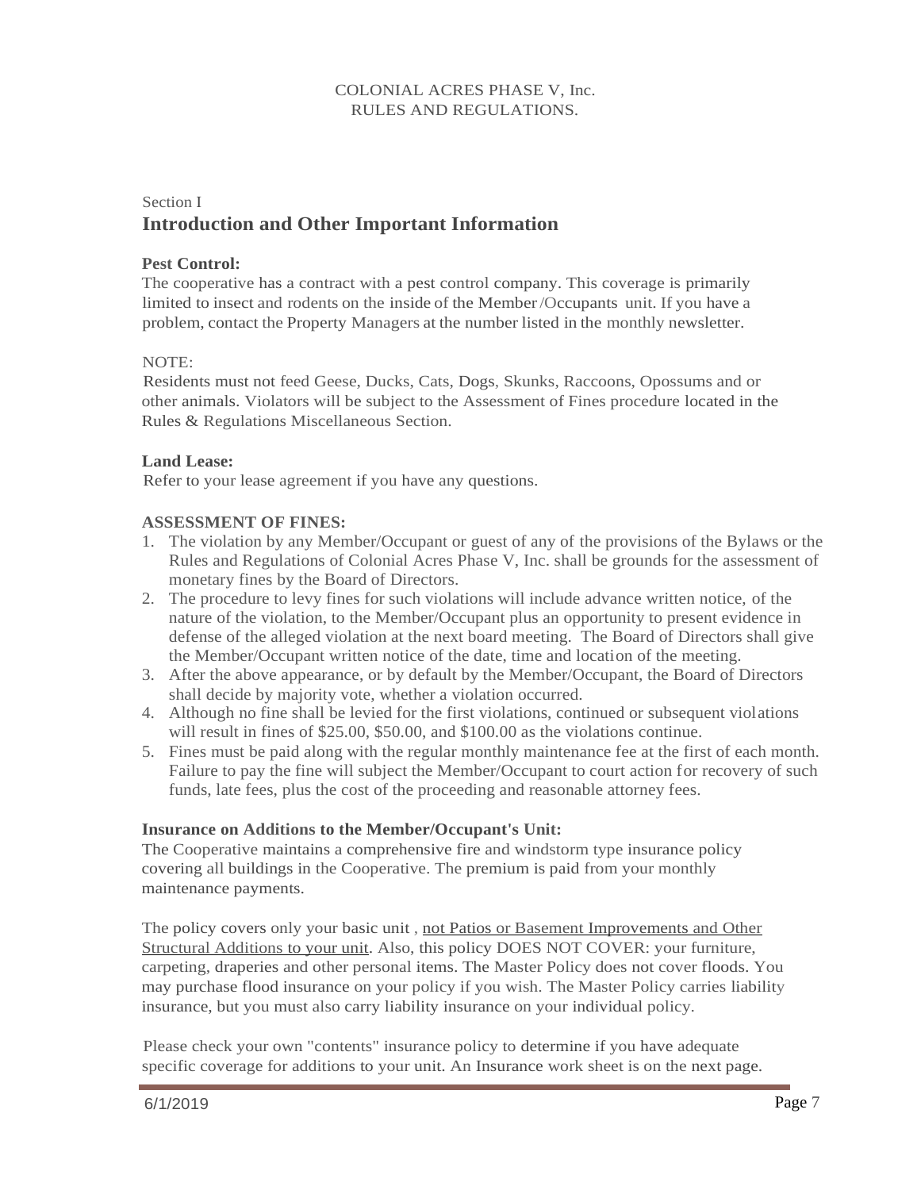COLONIAL ACRES PHASE V, Inc.
RULES AND REGULATIONS.

Section I

## Introduction and Other Important Information

**Pest Control:**

The cooperative has a contract with a pest control company. This coverage is primarily limited to insect and rodents on the inside of the Member/Occupants unit. If you have a problem, contact the Property Managers at the number listed in the monthly newsletter.

NOTE:

Residents must not feed Geese, Ducks, Cats, Dogs, Skunks, Raccoons, Opossums and or other animals. Violators will be subject to the Assessment of Fines procedure located in the Rules & Regulations Miscellaneous Section.

**Land Lease:**

Refer to your lease agreement if you have any questions.

**ASSESSMENT OF FINES:**

1. The violation by any Member/Occupant or guest of any of the provisions of the Bylaws or the Rules and Regulations of Colonial Acres Phase V, Inc. shall be grounds for the assessment of monetary fines by the Board of Directors.
2. The procedure to levy fines for such violations will include advance written notice, of the nature of the violation, to the Member/Occupant plus an opportunity to present evidence in defense of the alleged violation at the next board meeting. The Board of Directors shall give the Member/Occupant written notice of the date, time and location of the meeting.
3. After the above appearance, or by default by the Member/Occupant, the Board of Directors shall decide by majority vote, whether a violation occurred.
4. Although no fine shall be levied for the first violations, continued or subsequent violations will result in fines of $25.00, $50.00, and $100.00 as the violations continue.
5. Fines must be paid along with the regular monthly maintenance fee at the first of each month. Failure to pay the fine will subject the Member/Occupant to court action for recovery of such funds, late fees, plus the cost of the proceeding and reasonable attorney fees.

**Insurance on Additions to the Member/Occupant's Unit:**

The Cooperative maintains a comprehensive fire and windstorm type insurance policy covering all buildings in the Cooperative. The premium is paid from your monthly maintenance payments.

The policy covers only your basic unit , <u>not Patios or Basement Improvements and Other Structural Additions to your unit</u>. Also, this policy DOES NOT COVER: your furniture, carpeting, draperies and other personal items. The Master Policy does not cover floods. You may purchase flood insurance on your policy if you wish. The Master Policy carries liability insurance, but you must also carry liability insurance on your individual policy.

Please check your own "contents" insurance policy to determine if you have adequate specific coverage for additions to your unit. An Insurance work sheet is on the next page.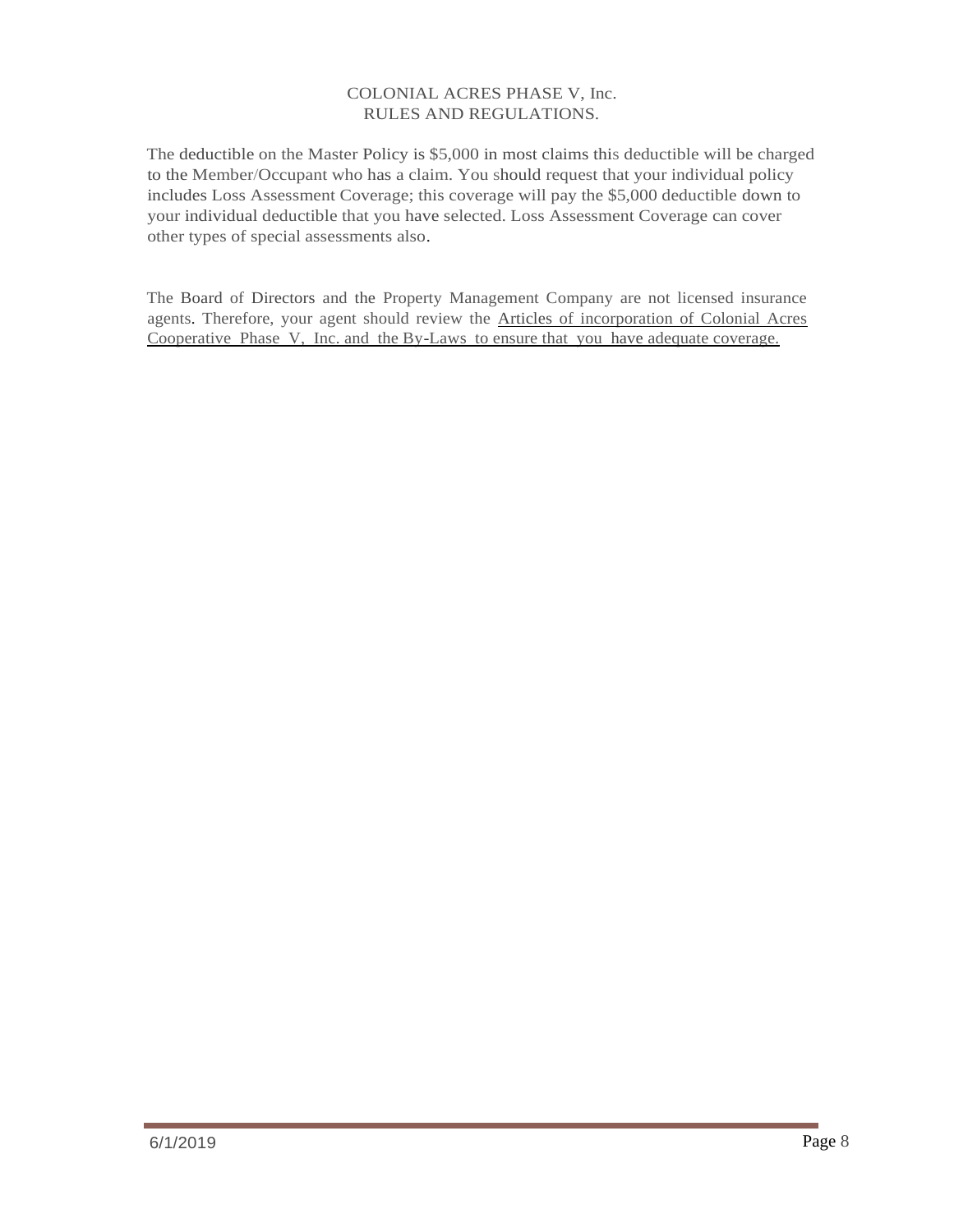The deductible on the Master Policy is $5,000 in most claims this deductible will be charged to the Member/Occupant who has a claim. You should request that your individual policy includes Loss Assessment Coverage; this coverage will pay the $5,000 deductible down to your individual deductible that you have selected. Loss Assessment Coverage can cover other types of special assessments also.

The Board of Directors and the Property Management Company are not licensed insurance agents. Therefore, your agent should review the <u>Articles of incorporation of Colonial Acres Cooperative Phase V, Inc. and the By-Laws to ensure that you have adequate coverage.</u>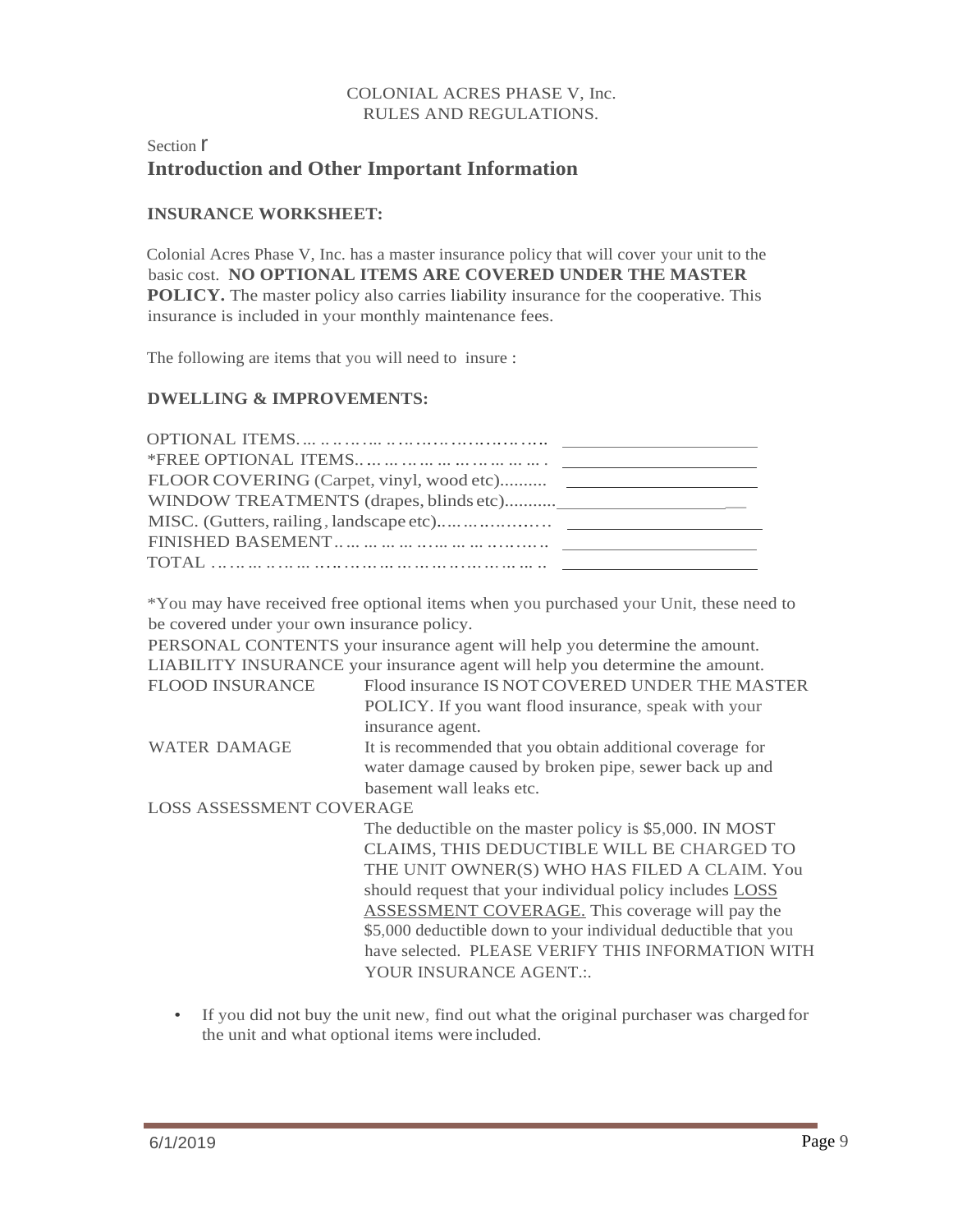COLONIAL ACRES PHASE V, Inc.
RULES AND REGULATIONS.

Section I

## Introduction and Other Important Information

### INSURANCE WORKSHEET:

Colonial Acres Phase V, Inc. has a master insurance policy that will cover your unit to the basic cost. **NO OPTIONAL ITEMS ARE COVERED UNDER THE MASTER POLICY.** The master policy also carries liability insurance for the cooperative. This insurance is included in your monthly maintenance fees.

The following are items that you will need to insure :

### DWELLING & IMPROVEMENTS:

OPTIONAL ITEMS.................................... ____________________

*FREE OPTIONAL ITEMS.................................. ____________________

FLOOR COVERING (Carpet, vinyl, wood etc).......... ____________________

WINDOW TREATMENTS (drapes, blinds etc)........... ____________________

MISC. (Gutters, railing, landscape etc)...................... ____________________

FINISHED BASEMENT.................................... ____________________

TOTAL .................................................... ____________________

*You may have received free optional items when you purchased your Unit, these need to be covered under your own insurance policy.

PERSONAL CONTENTS your insurance agent will help you determine the amount.

LIABILITY INSURANCE your insurance agent will help you determine the amount.

FLOOD INSURANCE — Flood insurance IS NOT COVERED UNDER THE MASTER POLICY. If you want flood insurance, speak with your insurance agent.

WATER DAMAGE — It is recommended that you obtain additional coverage for water damage caused by broken pipe, sewer back up and basement wall leaks etc.

LOSS ASSESSMENT COVERAGE

The deductible on the master policy is $5,000. IN MOST CLAIMS, THIS DEDUCTIBLE WILL BE CHARGED TO THE UNIT OWNER(S) WHO HAS FILED A CLAIM. You should request that your individual policy includes LOSS ASSESSMENT COVERAGE. This coverage will pay the $5,000 deductible down to your individual deductible that you have selected. PLEASE VERIFY THIS INFORMATION WITH YOUR INSURANCE AGENT.:.

- If you did not buy the unit new, find out what the original purchaser was charged for the unit and what optional items were included.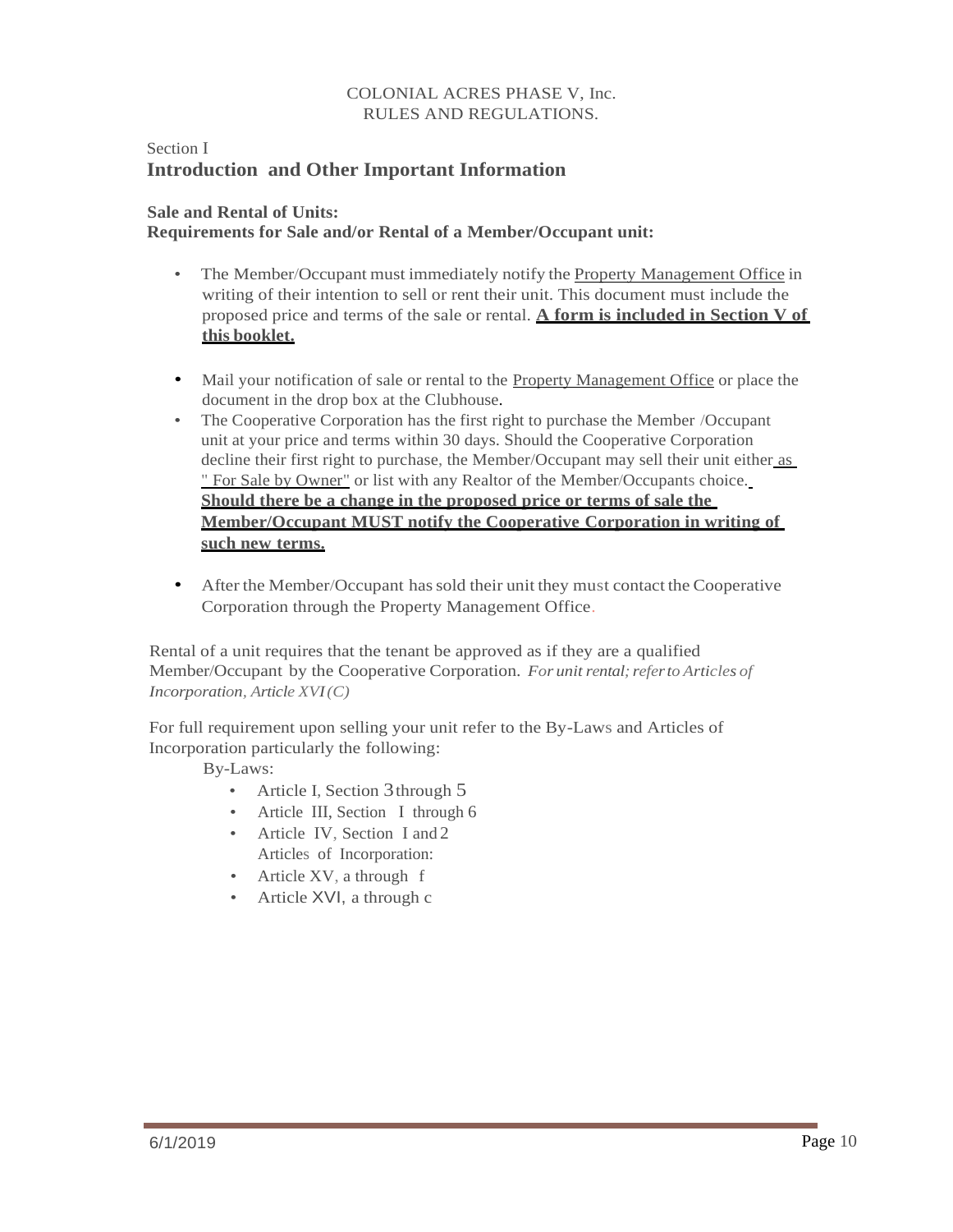COLONIAL ACRES PHASE V, Inc.
RULES AND REGULATIONS.

Section I

## Introduction and Other Important Information

**Sale and Rental of Units:**
**Requirements for Sale and/or Rental of a Member/Occupant unit:**

- The Member/Occupant must immediately notify the Property Management Office in writing of their intention to sell or rent their unit. This document must include the proposed price and terms of the sale or rental. **A form is included in Section V of this booklet.**

- Mail your notification of sale or rental to the Property Management Office or place the document in the drop box at the Clubhouse.
- The Cooperative Corporation has the first right to purchase the Member /Occupant unit at your price and terms within 30 days. Should the Cooperative Corporation decline their first right to purchase, the Member/Occupant may sell their unit either as " For Sale by Owner" or list with any Realtor of the Member/Occupants choice. **Should there be a change in the proposed price or terms of sale the Member/Occupant MUST notify the Cooperative Corporation in writing of such new terms.**

- After the Member/Occupant has sold their unit they must contact the Cooperative Corporation through the Property Management Office.

Rental of a unit requires that the tenant be approved as if they are a qualified Member/Occupant by the Cooperative Corporation. *For unit rental; refer to Articles of Incorporation, Article XVI (C)*

For full requirement upon selling your unit refer to the By-Laws and Articles of Incorporation particularly the following:

By-Laws:

- Article I, Section 3 through 5
- Article III, Section I through 6
- Article IV, Section I and 2

Articles of Incorporation:

- Article XV, a through f
- Article XVI, a through c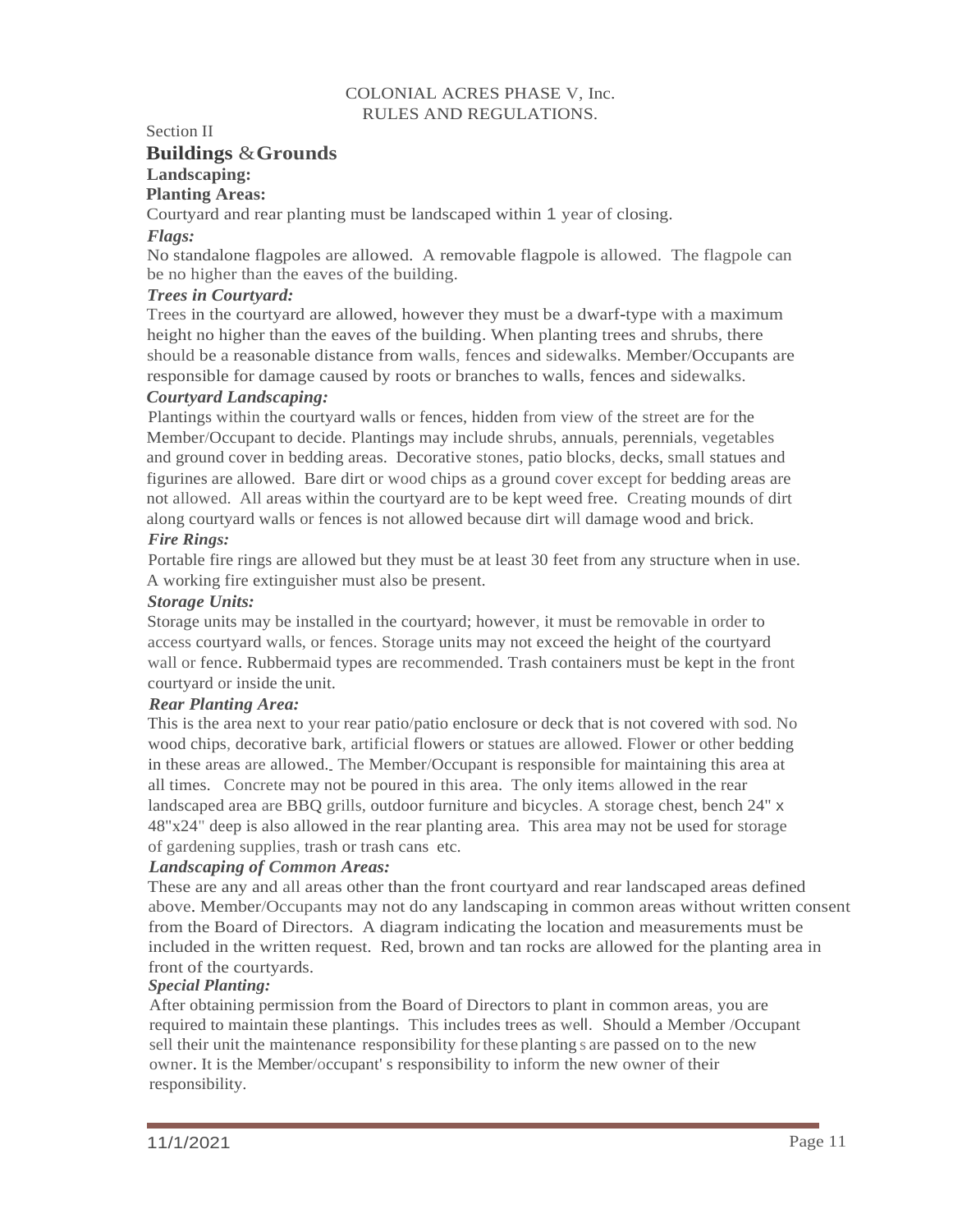# COLONIAL ACRES PHASE V, Inc.
# RULES AND REGULATIONS.

Section II

## Buildings & Grounds

### Landscaping:

### Planting Areas:

Courtyard and rear planting must be landscaped within 1 year of closing.

***Flags:***

No standalone flagpoles are allowed. A removable flagpole is allowed. The flagpole can be no higher than the eaves of the building.

***Trees in Courtyard:***

Trees in the courtyard are allowed, however they must be a dwarf-type with a maximum height no higher than the eaves of the building. When planting trees and shrubs, there should be a reasonable distance from walls, fences and sidewalks. Member/Occupants are responsible for damage caused by roots or branches to walls, fences and sidewalks.

***Courtyard Landscaping:***

Plantings within the courtyard walls or fences, hidden from view of the street are for the Member/Occupant to decide. Plantings may include shrubs, annuals, perennials, vegetables and ground cover in bedding areas. Decorative stones, patio blocks, decks, small statues and figurines are allowed. Bare dirt or wood chips as a ground cover except for bedding areas are not allowed. All areas within the courtyard are to be kept weed free. Creating mounds of dirt along courtyard walls or fences is not allowed because dirt will damage wood and brick.

***Fire Rings:***

Portable fire rings are allowed but they must be at least 30 feet from any structure when in use. A working fire extinguisher must also be present.

***Storage Units:***

Storage units may be installed in the courtyard; however, it must be removable in order to access courtyard walls, or fences. Storage units may not exceed the height of the courtyard wall or fence. Rubbermaid types are recommended. Trash containers must be kept in the front courtyard or inside the unit.

***Rear Planting Area:***

This is the area next to your rear patio/patio enclosure or deck that is not covered with sod. No wood chips, decorative bark, artificial flowers or statues are allowed. Flower or other bedding in these areas are allowed. The Member/Occupant is responsible for maintaining this area at all times. Concrete may not be poured in this area. The only items allowed in the rear landscaped area are BBQ grills, outdoor furniture and bicycles. A storage chest, bench 24" x 48"x24" deep is also allowed in the rear planting area. This area may not be used for storage of gardening supplies, trash or trash cans etc.

***Landscaping of Common Areas:***

These are any and all areas other than the front courtyard and rear landscaped areas defined above. Member/Occupants may not do any landscaping in common areas without written consent from the Board of Directors. A diagram indicating the location and measurements must be included in the written request. Red, brown and tan rocks are allowed for the planting area in front of the courtyards.

***Special Planting:***

After obtaining permission from the Board of Directors to plant in common areas, you are required to maintain these plantings. This includes trees as well. Should a Member /Occupant sell their unit the maintenance responsibility for these plantings are passed on to the new owner. It is the Member/occupant's responsibility to inform the new owner of their responsibility.

11/1/2021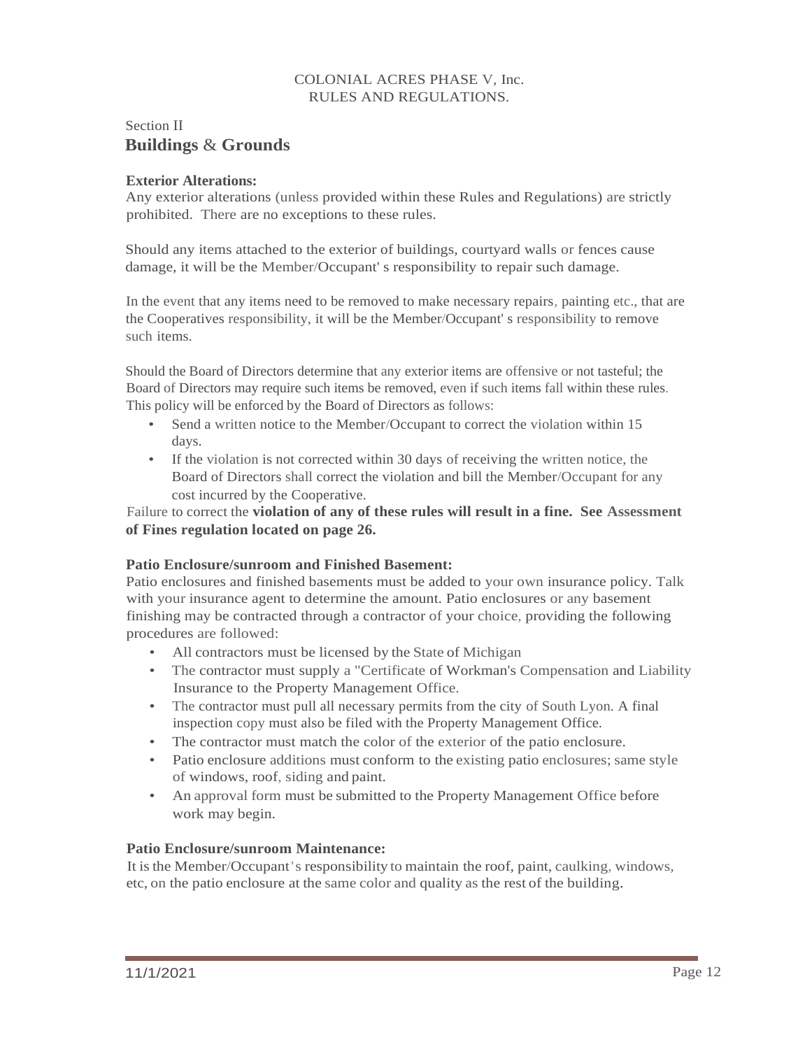COLONIAL ACRES PHASE V, Inc.
RULES AND REGULATIONS.

Section II
# Buildings & Grounds

**Exterior Alterations:**
Any exterior alterations (unless provided within these Rules and Regulations) are strictly prohibited. There are no exceptions to these rules.

Should any items attached to the exterior of buildings, courtyard walls or fences cause damage, it will be the Member/Occupant' s responsibility to repair such damage.

In the event that any items need to be removed to make necessary repairs, painting etc., that are the Cooperatives responsibility, it will be the Member/Occupant' s responsibility to remove such items.

Should the Board of Directors determine that any exterior items are offensive or not tasteful; the Board of Directors may require such items be removed, even if such items fall within these rules. This policy will be enforced by the Board of Directors as follows:

- Send a written notice to the Member/Occupant to correct the violation within 15 days.
- If the violation is not corrected within 30 days of receiving the written notice, the Board of Directors shall correct the violation and bill the Member/Occupant for any cost incurred by the Cooperative.

Failure to correct the **violation of any of these rules will result in a fine. See Assessment of Fines regulation located on page 26.**

**Patio Enclosure/sunroom and Finished Basement:**
Patio enclosures and finished basements must be added to your own insurance policy. Talk with your insurance agent to determine the amount. Patio enclosures or any basement finishing may be contracted through a contractor of your choice, providing the following procedures are followed:

- All contractors must be licensed by the State of Michigan
- The contractor must supply a "Certificate of Workman's Compensation and Liability Insurance to the Property Management Office.
- The contractor must pull all necessary permits from the city of South Lyon. A final inspection copy must also be filed with the Property Management Office.
- The contractor must match the color of the exterior of the patio enclosure.
- Patio enclosure additions must conform to the existing patio enclosures; same style of windows, roof, siding and paint.
- An approval form must be submitted to the Property Management Office before work may begin.

**Patio Enclosure/sunroom Maintenance:**
It is the Member/Occupant's responsibility to maintain the roof, paint, caulking, windows, etc, on the patio enclosure at the same color and quality as the rest of the building.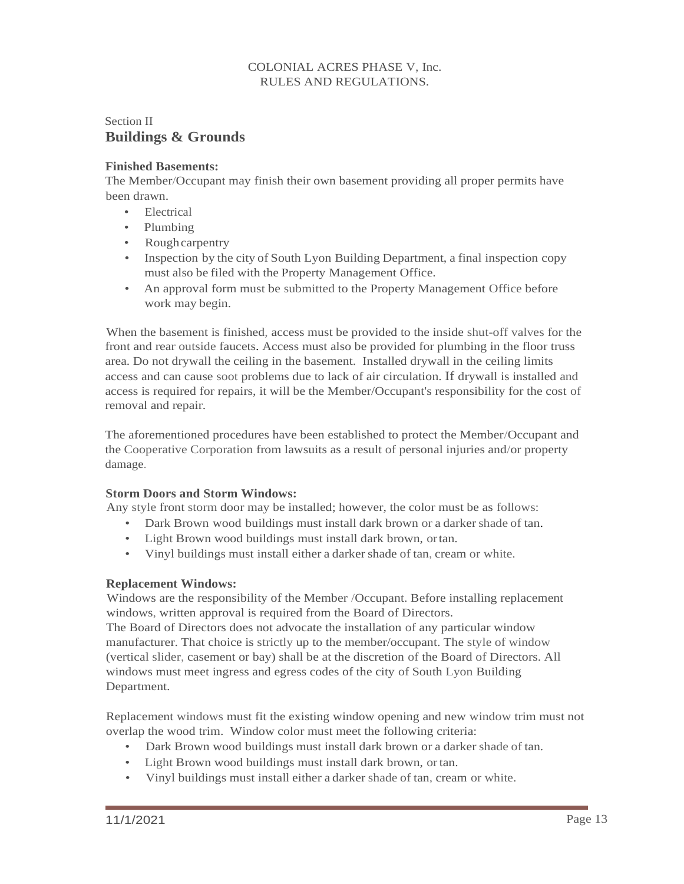COLONIAL ACRES PHASE V, Inc.
RULES AND REGULATIONS.

Section II

## Buildings & Grounds

**Finished Basements:**

The Member/Occupant may finish their own basement providing all proper permits have been drawn.

- Electrical
- Plumbing
- Rough carpentry
- Inspection by the city of South Lyon Building Department, a final inspection copy must also be filed with the Property Management Office.
- An approval form must be submitted to the Property Management Office before work may begin.

When the basement is finished, access must be provided to the inside shut-off valves for the front and rear outside faucets. Access must also be provided for plumbing in the floor truss area. Do not drywall the ceiling in the basement. Installed drywall in the ceiling limits access and can cause soot problems due to lack of air circulation. If drywall is installed and access is required for repairs, it will be the Member/Occupant's responsibility for the cost of removal and repair.

The aforementioned procedures have been established to protect the Member/Occupant and the Cooperative Corporation from lawsuits as a result of personal injuries and/or property damage.

**Storm Doors and Storm Windows:**

Any style front storm door may be installed; however, the color must be as follows:

- Dark Brown wood buildings must install dark brown or a darker shade of tan.
- Light Brown wood buildings must install dark brown, or tan.
- Vinyl buildings must install either a darker shade of tan, cream or white.

**Replacement Windows:**

Windows are the responsibility of the Member /Occupant. Before installing replacement windows, written approval is required from the Board of Directors.
The Board of Directors does not advocate the installation of any particular window manufacturer. That choice is strictly up to the member/occupant. The style of window (vertical slider, casement or bay) shall be at the discretion of the Board of Directors. All windows must meet ingress and egress codes of the city of South Lyon Building Department.

Replacement windows must fit the existing window opening and new window trim must not overlap the wood trim. Window color must meet the following criteria:

- Dark Brown wood buildings must install dark brown or a darker shade of tan.
- Light Brown wood buildings must install dark brown, or tan.
- Vinyl buildings must install either a darker shade of tan, cream or white.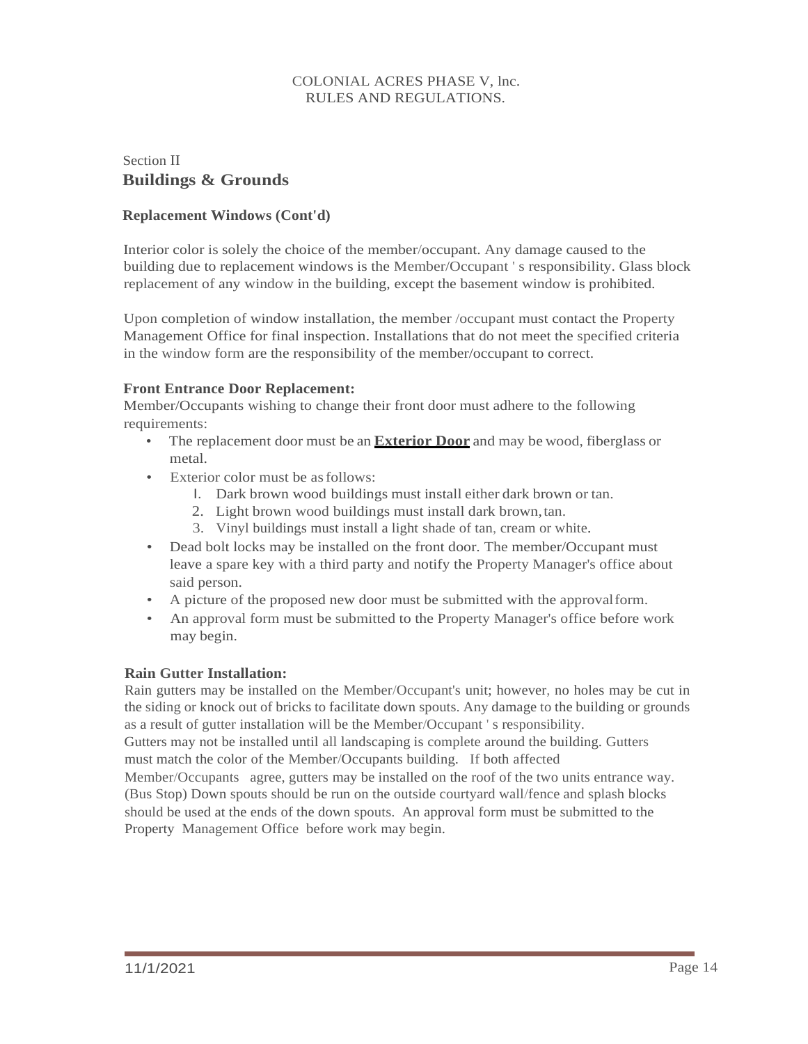COLONIAL ACRES PHASE V, lnc.
RULES AND REGULATIONS.

Section II
## Buildings & Grounds

### Replacement Windows (Cont'd)

Interior color is solely the choice of the member/occupant. Any damage caused to the building due to replacement windows is the Member/Occupant ' s responsibility. Glass block replacement of any window in the building, except the basement window is prohibited.

Upon completion of window installation, the member /occupant must contact the Property Management Office for final inspection. Installations that do not meet the specified criteria in the window form are the responsibility of the member/occupant to correct.

### Front Entrance Door Replacement:

Member/Occupants wishing to change their front door must adhere to the following requirements:

- The replacement door must be an **Exterior Door** and may be wood, fiberglass or metal.
- Exterior color must be as follows:
  1. Dark brown wood buildings must install either dark brown or tan.
  2. Light brown wood buildings must install dark brown, tan.
  3. Vinyl buildings must install a light shade of tan, cream or white.
- Dead bolt locks may be installed on the front door. The member/Occupant must leave a spare key with a third party and notify the Property Manager's office about said person.
- A picture of the proposed new door must be submitted with the approval form.
- An approval form must be submitted to the Property Manager's office before work may begin.

### Rain Gutter Installation:

Rain gutters may be installed on the Member/Occupant's unit; however, no holes may be cut in the siding or knock out of bricks to facilitate down spouts. Any damage to the building or grounds as a result of gutter installation will be the Member/Occupant ' s responsibility.
Gutters may not be installed until all landscaping is complete around the building. Gutters must match the color of the Member/Occupants building. If both affected Member/Occupants agree, gutters may be installed on the roof of the two units entrance way. (Bus Stop) Down spouts should be run on the outside courtyard wall/fence and splash blocks should be used at the ends of the down spouts. An approval form must be submitted to the Property Management Office before work may begin.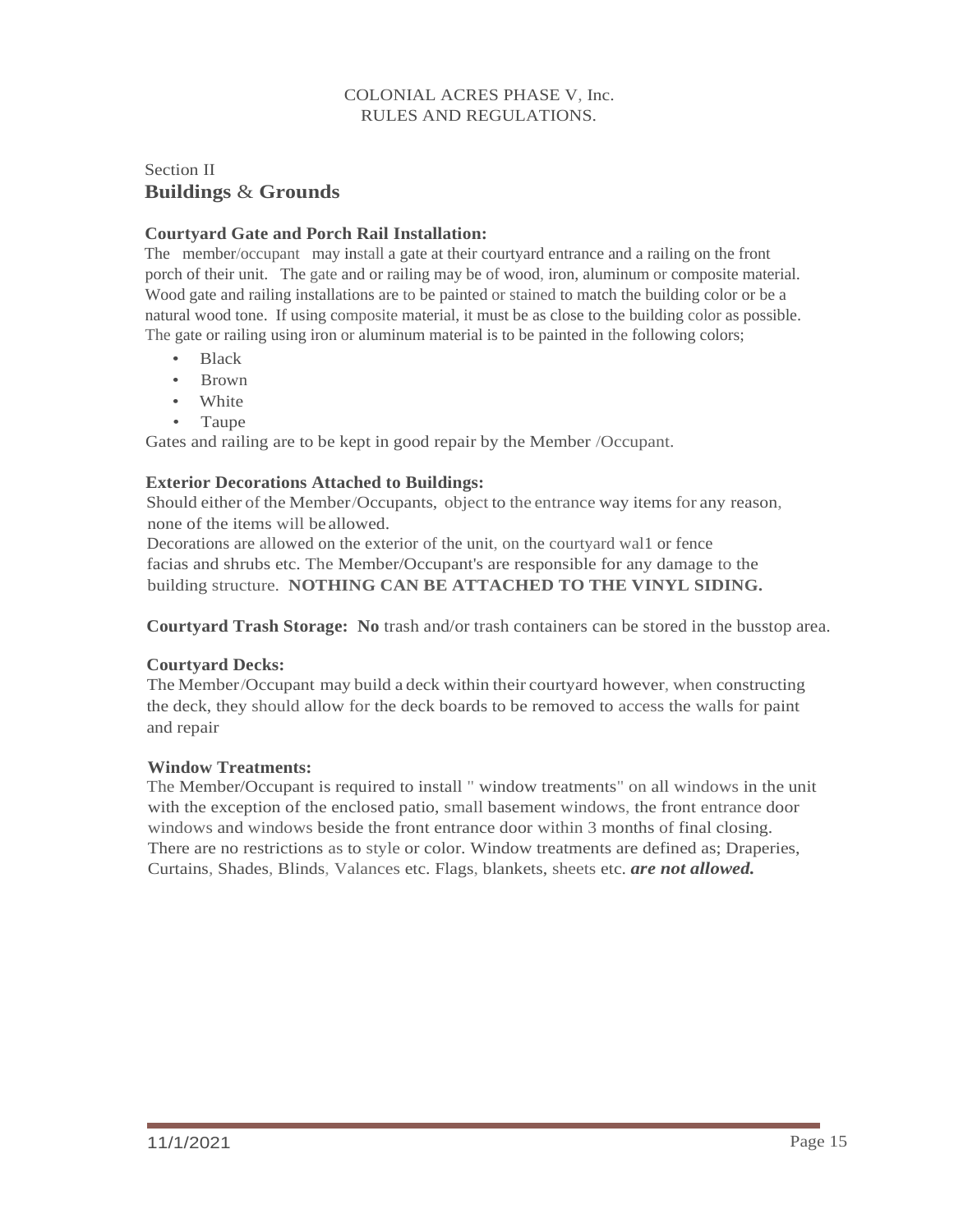COLONIAL ACRES PHASE V, Inc.
RULES AND REGULATIONS.

Section II
## Buildings & Grounds

**Courtyard Gate and Porch Rail Installation:**
The member/occupant may install a gate at their courtyard entrance and a railing on the front porch of their unit. The gate and or railing may be of wood, iron, aluminum or composite material. Wood gate and railing installations are to be painted or stained to match the building color or be a natural wood tone. If using composite material, it must be as close to the building color as possible. The gate or railing using iron or aluminum material is to be painted in the following colors;

- Black
- Brown
- White
- Taupe

Gates and railing are to be kept in good repair by the Member /Occupant.

**Exterior Decorations Attached to Buildings:**
Should either of the Member/Occupants, object to the entrance way items for any reason, none of the items will be allowed.
Decorations are allowed on the exterior of the unit, on the courtyard wal1 or fence facias and shrubs etc. The Member/Occupant's are responsible for any damage to the building structure. **NOTHING CAN BE ATTACHED TO THE VINYL SIDING.**

**Courtyard Trash Storage: No** trash and/or trash containers can be stored in the busstop area.

**Courtyard Decks:**
The Member/Occupant may build a deck within their courtyard however, when constructing the deck, they should allow for the deck boards to be removed to access the walls for paint and repair

**Window Treatments:**
The Member/Occupant is required to install " window treatments" on all windows in the unit with the exception of the enclosed patio, small basement windows, the front entrance door windows and windows beside the front entrance door within 3 months of final closing. There are no restrictions as to style or color. Window treatments are defined as; Draperies, Curtains, Shades, Blinds, Valances etc. Flags, blankets, sheets etc. ***are not allowed.***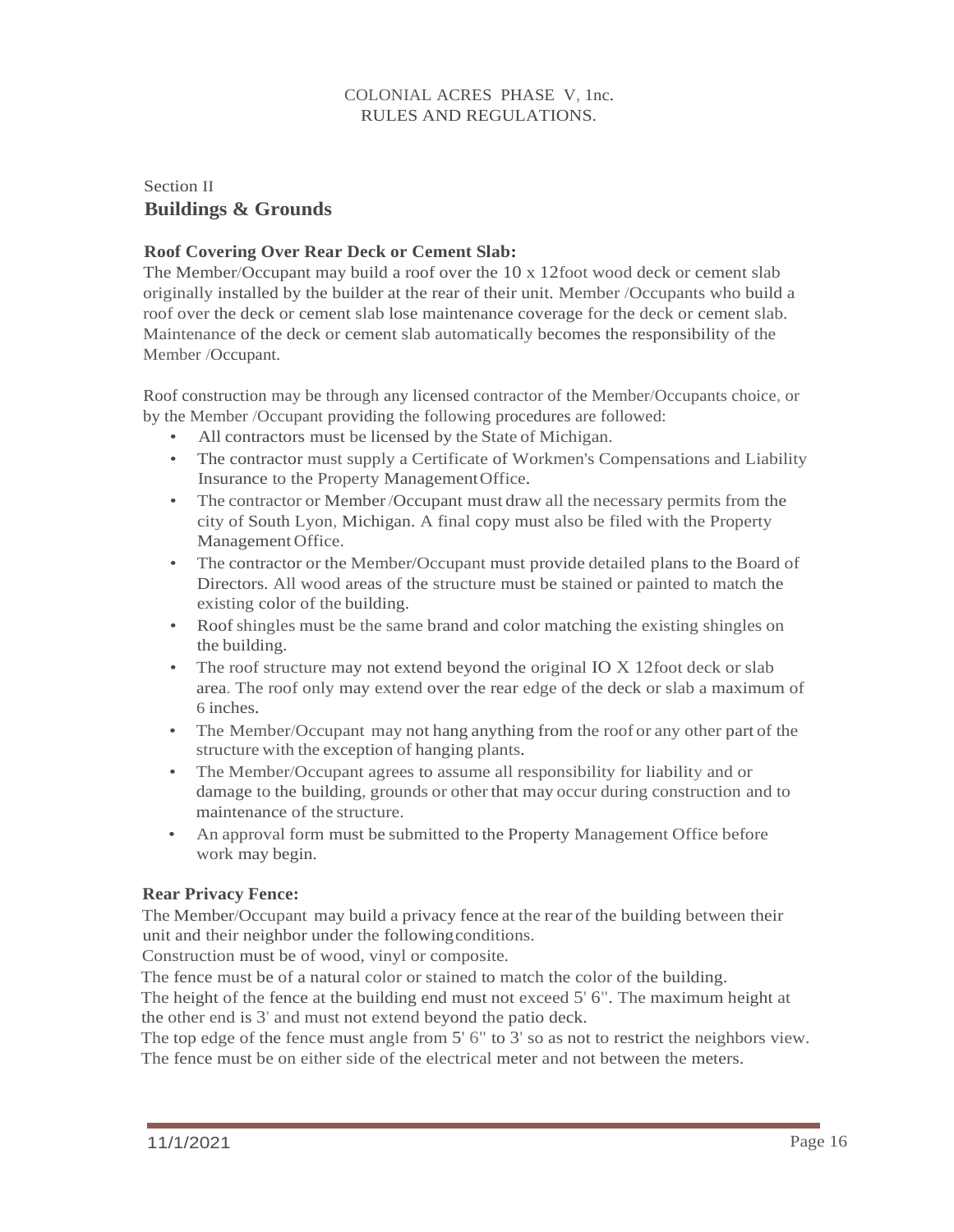COLONIAL ACRES PHASE V, 1nc.
RULES AND REGULATIONS.

Section II

## Buildings & Grounds

**Roof Covering Over Rear Deck or Cement Slab:**

The Member/Occupant may build a roof over the 10 x 12foot wood deck or cement slab originally installed by the builder at the rear of their unit. Member /Occupants who build a roof over the deck or cement slab lose maintenance coverage for the deck or cement slab. Maintenance of the deck or cement slab automatically becomes the responsibility of the Member /Occupant.

Roof construction may be through any licensed contractor of the Member/Occupants choice, or by the Member /Occupant providing the following procedures are followed:

- All contractors must be licensed by the State of Michigan.
- The contractor must supply a Certificate of Workmen's Compensations and Liability Insurance to the Property Management Office.
- The contractor or Member /Occupant must draw all the necessary permits from the city of South Lyon, Michigan. A final copy must also be filed with the Property Management Office.
- The contractor or the Member/Occupant must provide detailed plans to the Board of Directors. All wood areas of the structure must be stained or painted to match the existing color of the building.
- Roof shingles must be the same brand and color matching the existing shingles on the building.
- The roof structure may not extend beyond the original IO X 12foot deck or slab area. The roof only may extend over the rear edge of the deck or slab a maximum of 6 inches.
- The Member/Occupant may not hang anything from the roof or any other part of the structure with the exception of hanging plants.
- The Member/Occupant agrees to assume all responsibility for liability and or damage to the building, grounds or other that may occur during construction and to maintenance of the structure.
- An approval form must be submitted to the Property Management Office before work may begin.

**Rear Privacy Fence:**

The Member/Occupant may build a privacy fence at the rear of the building between their unit and their neighbor under the following conditions.

Construction must be of wood, vinyl or composite.

The fence must be of a natural color or stained to match the color of the building.

The height of the fence at the building end must not exceed 5' 6". The maximum height at the other end is 3' and must not extend beyond the patio deck.

The top edge of the fence must angle from 5' 6" to 3' so as not to restrict the neighbors view.

The fence must be on either side of the electrical meter and not between the meters.

11/1/2021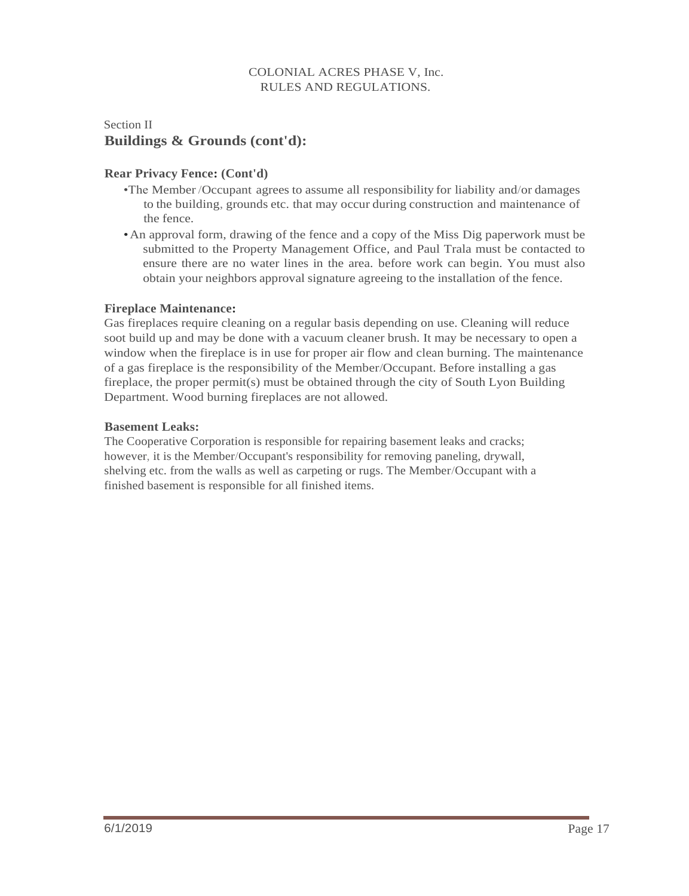COLONIAL ACRES PHASE V, Inc.
RULES AND REGULATIONS.

Section II
## Buildings & Grounds (cont'd):

**Rear Privacy Fence: (Cont'd)**

- The Member /Occupant agrees to assume all responsibility for liability and/or damages to the building, grounds etc. that may occur during construction and maintenance of the fence.
- An approval form, drawing of the fence and a copy of the Miss Dig paperwork must be submitted to the Property Management Office, and Paul Trala must be contacted to ensure there are no water lines in the area. before work can begin. You must also obtain your neighbors approval signature agreeing to the installation of the fence.

**Fireplace Maintenance:**
Gas fireplaces require cleaning on a regular basis depending on use. Cleaning will reduce soot build up and may be done with a vacuum cleaner brush. It may be necessary to open a window when the fireplace is in use for proper air flow and clean burning. The maintenance of a gas fireplace is the responsibility of the Member/Occupant. Before installing a gas fireplace, the proper permit(s) must be obtained through the city of South Lyon Building Department. Wood burning fireplaces are not allowed.

**Basement Leaks:**
The Cooperative Corporation is responsible for repairing basement leaks and cracks; however, it is the Member/Occupant's responsibility for removing paneling, drywall, shelving etc. from the walls as well as carpeting or rugs. The Member/Occupant with a finished basement is responsible for all finished items.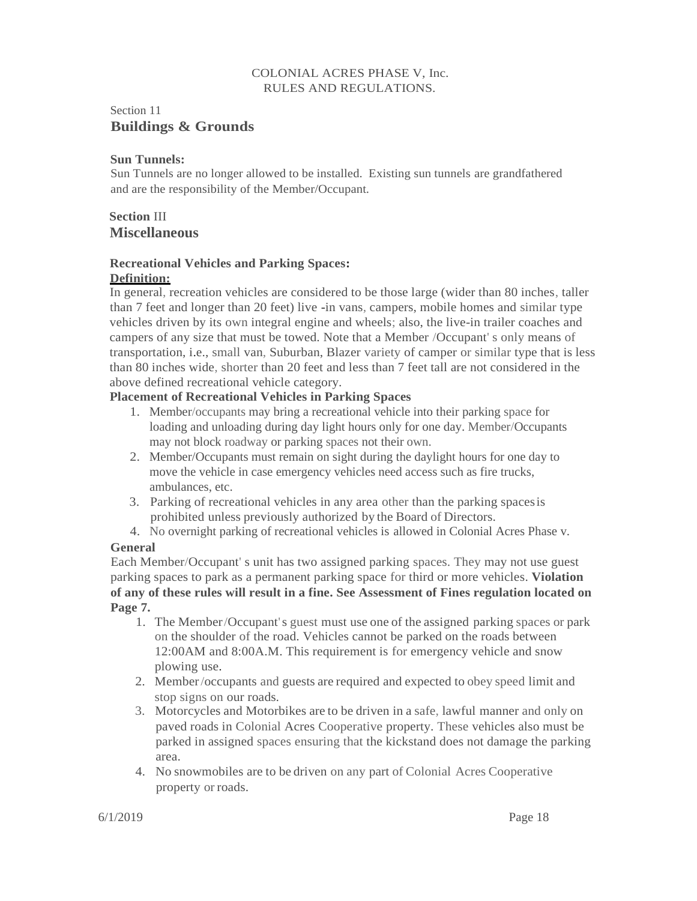COLONIAL ACRES PHASE V, Inc.
RULES AND REGULATIONS.

Section 11
## Buildings & Grounds

**Sun Tunnels:**
Sun Tunnels are no longer allowed to be installed. Existing sun tunnels are grandfathered and are the responsibility of the Member/Occupant.

**Section** III
## Miscellaneous

**Recreational Vehicles and Parking Spaces:**
**Definition:**
In general, recreation vehicles are considered to be those large (wider than 80 inches, taller than 7 feet and longer than 20 feet) live -in vans, campers, mobile homes and similar type vehicles driven by its own integral engine and wheels; also, the live-in trailer coaches and campers of any size that must be towed. Note that a Member /Occupant' s only means of transportation, i.e., small van, Suburban, Blazer variety of camper or similar type that is less than 80 inches wide, shorter than 20 feet and less than 7 feet tall are not considered in the above defined recreational vehicle category.

**Placement of Recreational Vehicles in Parking Spaces**

1. Member/occupants may bring a recreational vehicle into their parking space for loading and unloading during day light hours only for one day. Member/Occupants may not block roadway or parking spaces not their own.
2. Member/Occupants must remain on sight during the daylight hours for one day to move the vehicle in case emergency vehicles need access such as fire trucks, ambulances, etc.
3. Parking of recreational vehicles in any area other than the parking spaces is prohibited unless previously authorized by the Board of Directors.
4. No overnight parking of recreational vehicles is allowed in Colonial Acres Phase v.

**General**
Each Member/Occupant' s unit has two assigned parking spaces. They may not use guest parking spaces to park as a permanent parking space for third or more vehicles. **Violation of any of these rules will result in a fine. See Assessment of Fines regulation located on Page 7.**

1. The Member/Occupant's guest must use one of the assigned parking spaces or park on the shoulder of the road. Vehicles cannot be parked on the roads between 12:00AM and 8:00A.M. This requirement is for emergency vehicle and snow plowing use.
2. Member/occupants and guests are required and expected to obey speed limit and stop signs on our roads.
3. Motorcycles and Motorbikes are to be driven in a safe, lawful manner and only on paved roads in Colonial Acres Cooperative property. These vehicles also must be parked in assigned spaces ensuring that the kickstand does not damage the parking area.
4. No snowmobiles are to be driven on any part of Colonial Acres Cooperative property or roads.

6/1/2019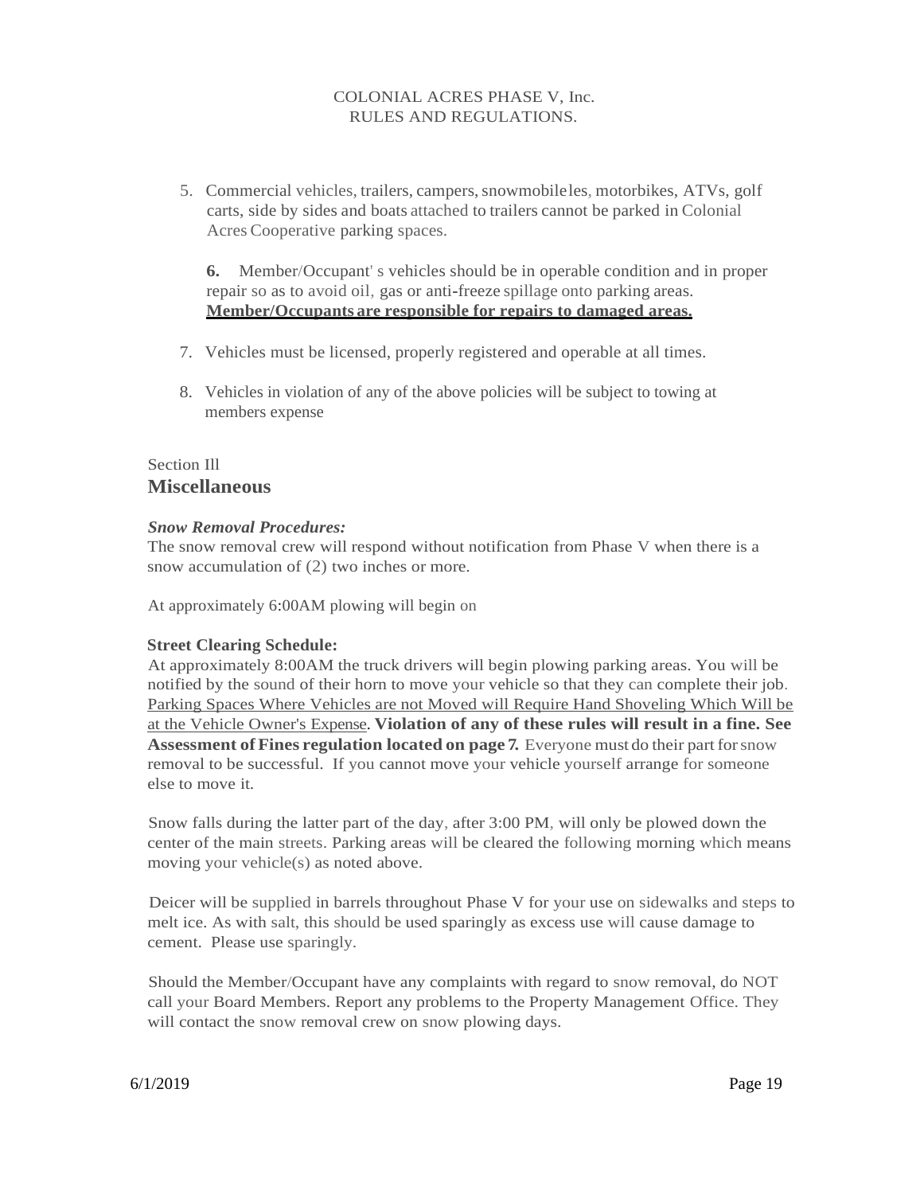5. Commercial vehicles, trailers, campers, snowmobileles, motorbikes, ATVs, golf carts, side by sides and boats attached to trailers cannot be parked in Colonial Acres Cooperative parking spaces.

6. Member/Occupant' s vehicles should be in operable condition and in proper repair so as to avoid oil, gas or anti-freeze spillage onto parking areas. <u>**Member/Occupants are responsible for repairs to damaged areas.**</u>

7. Vehicles must be licensed, properly registered and operable at all times.

8. Vehicles in violation of any of the above policies will be subject to towing at members expense

Section Ill

## Miscellaneous

***Snow Removal Procedures:***

The snow removal crew will respond without notification from Phase V when there is a snow accumulation of (2) two inches or more.

At approximately 6:00AM plowing will begin on

**Street Clearing Schedule:**

At approximately 8:00AM the truck drivers will begin plowing parking areas. You will be notified by the sound of their horn to move your vehicle so that they can complete their job. <u>Parking Spaces Where Vehicles are not Moved will Require Hand Shoveling Which Will be at the Vehicle Owner's Expense</u>. **Violation of any of these rules will result in a fine. See Assessment of Fines regulation located on page 7.** Everyone must do their part for snow removal to be successful. If you cannot move your vehicle yourself arrange for someone else to move it.

Snow falls during the latter part of the day, after 3:00 PM, will only be plowed down the center of the main streets. Parking areas will be cleared the following morning which means moving your vehicle(s) as noted above.

Deicer will be supplied in barrels throughout Phase V for your use on sidewalks and steps to melt ice. As with salt, this should be used sparingly as excess use will cause damage to cement. Please use sparingly.

Should the Member/Occupant have any complaints with regard to snow removal, do NOT call your Board Members. Report any problems to the Property Management Office. They will contact the snow removal crew on snow plowing days.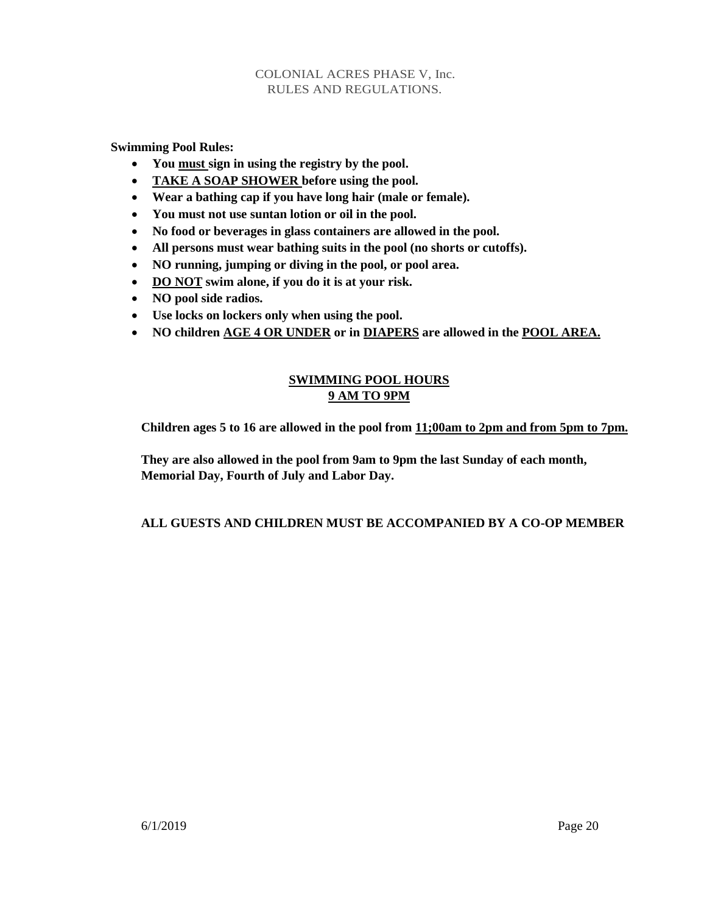**Swimming Pool Rules:**

- **You <u>must</u> sign in using the registry by the pool.**
- **<u>TAKE A SOAP SHOWER</u> before using the pool.**
- **Wear a bathing cap if you have long hair (male or female).**
- **You must not use suntan lotion or oil in the pool.**
- **No food or beverages in glass containers are allowed in the pool.**
- **All persons must wear bathing suits in the pool (no shorts or cutoffs).**
- **NO running, jumping or diving in the pool, or pool area.**
- **<u>DO NOT</u> swim alone, if you do it is at your risk.**
- **NO pool side radios.**
- **Use locks on lockers only when using the pool.**
- **NO children <u>AGE 4 OR UNDER</u> or in <u>DIAPERS</u> are allowed in the <u>POOL AREA.</u>**

**<u>SWIMMING POOL HOURS</u>**
**<u>9 AM TO 9PM</u>**

**Children ages 5 to 16 are allowed in the pool from <u>11;00am to 2pm and from 5pm to 7pm.</u>**

**They are also allowed in the pool from 9am to 9pm the last Sunday of each month, Memorial Day, Fourth of July and Labor Day.**

**ALL GUESTS AND CHILDREN MUST BE ACCOMPANIED BY A CO-OP MEMBER**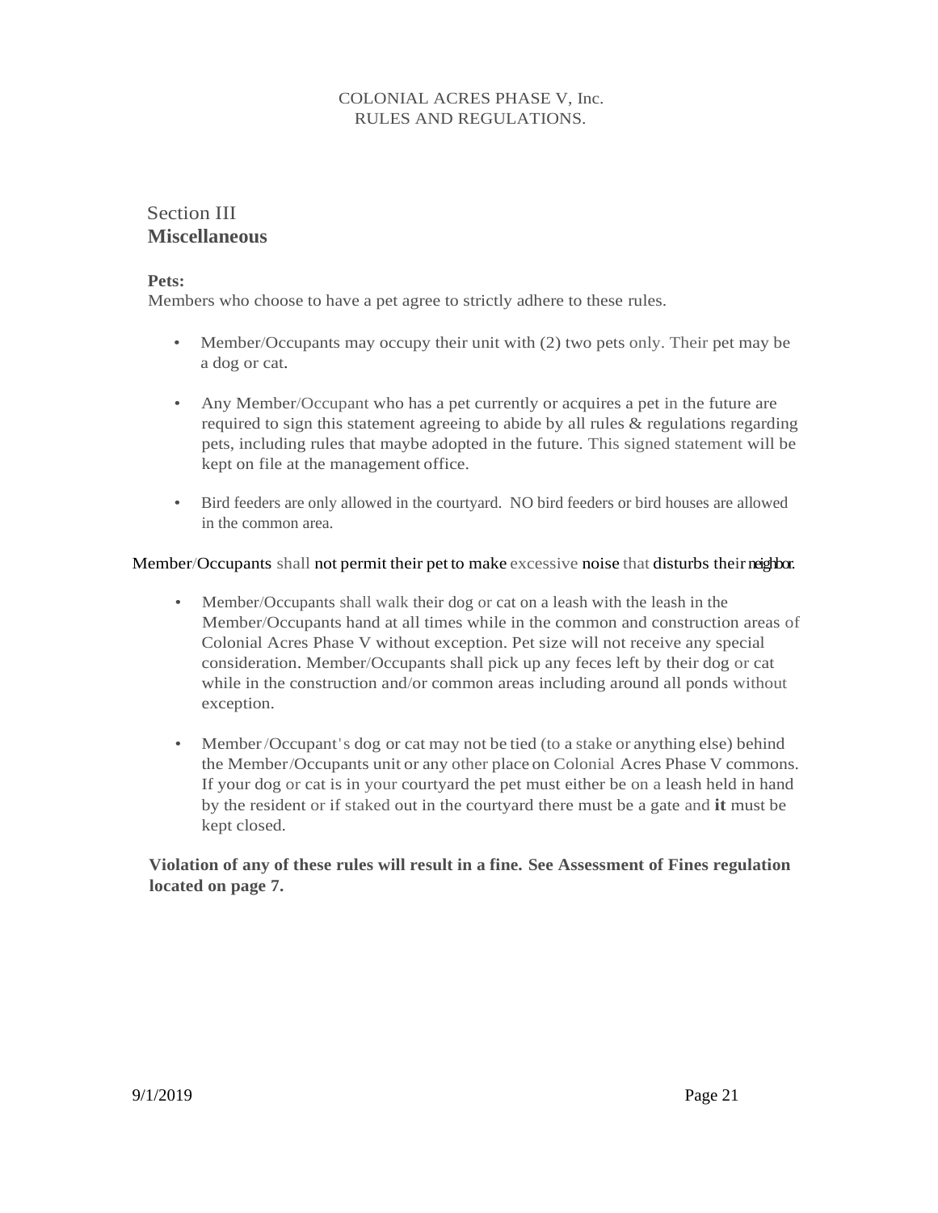COLONIAL ACRES PHASE V, Inc.
RULES AND REGULATIONS.

## Section III
## **Miscellaneous**

**Pets:**
Members who choose to have a pet agree to strictly adhere to these rules.

- Member/Occupants may occupy their unit with (2) two pets only. Their pet may be a dog or cat.
- Any Member/Occupant who has a pet currently or acquires a pet in the future are required to sign this statement agreeing to abide by all rules & regulations regarding pets, including rules that maybe adopted in the future. This signed statement will be kept on file at the management office.
- Bird feeders are only allowed in the courtyard. NO bird feeders or bird houses are allowed in the common area.

Member/Occupants shall not permit their pet to make excessive noise that disturbs their neighbor.

- Member/Occupants shall walk their dog or cat on a leash with the leash in the Member/Occupants hand at all times while in the common and construction areas of Colonial Acres Phase V without exception. Pet size will not receive any special consideration. Member/Occupants shall pick up any feces left by their dog or cat while in the construction and/or common areas including around all ponds without exception.
- Member/Occupant's dog or cat may not be tied (to a stake or anything else) behind the Member/Occupants unit or any other place on Colonial Acres Phase V commons. If your dog or cat is in your courtyard the pet must either be on a leash held in hand by the resident or if staked out in the courtyard there must be a gate and **it** must be kept closed.

**Violation of any of these rules will result in a fine. See Assessment of Fines regulation located on page 7.**

9/1/2019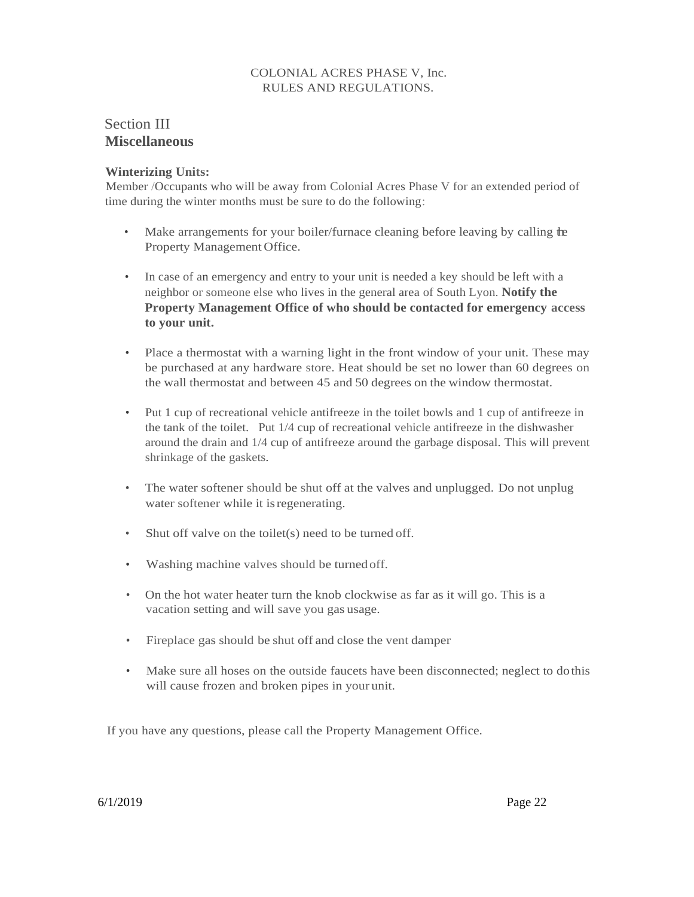COLONIAL ACRES PHASE V, Inc.
RULES AND REGULATIONS.

## Section III
## Miscellaneous

**Winterizing Units:**

Member /Occupants who will be away from Colonial Acres Phase V for an extended period of time during the winter months must be sure to do the following:

- Make arrangements for your boiler/furnace cleaning before leaving by calling the Property Management Office.
- In case of an emergency and entry to your unit is needed a key should be left with a neighbor or someone else who lives in the general area of South Lyon. **Notify the Property Management Office of who should be contacted for emergency access to your unit.**
- Place a thermostat with a warning light in the front window of your unit. These may be purchased at any hardware store. Heat should be set no lower than 60 degrees on the wall thermostat and between 45 and 50 degrees on the window thermostat.
- Put 1 cup of recreational vehicle antifreeze in the toilet bowls and 1 cup of antifreeze in the tank of the toilet. Put 1/4 cup of recreational vehicle antifreeze in the dishwasher around the drain and 1/4 cup of antifreeze around the garbage disposal. This will prevent shrinkage of the gaskets.
- The water softener should be shut off at the valves and unplugged. Do not unplug water softener while it is regenerating.
- Shut off valve on the toilet(s) need to be turned off.
- Washing machine valves should be turned off.
- On the hot water heater turn the knob clockwise as far as it will go. This is a vacation setting and will save you gas usage.
- Fireplace gas should be shut off and close the vent damper
- Make sure all hoses on the outside faucets have been disconnected; neglect to do this will cause frozen and broken pipes in your unit.

If you have any questions, please call the Property Management Office.

6/1/2019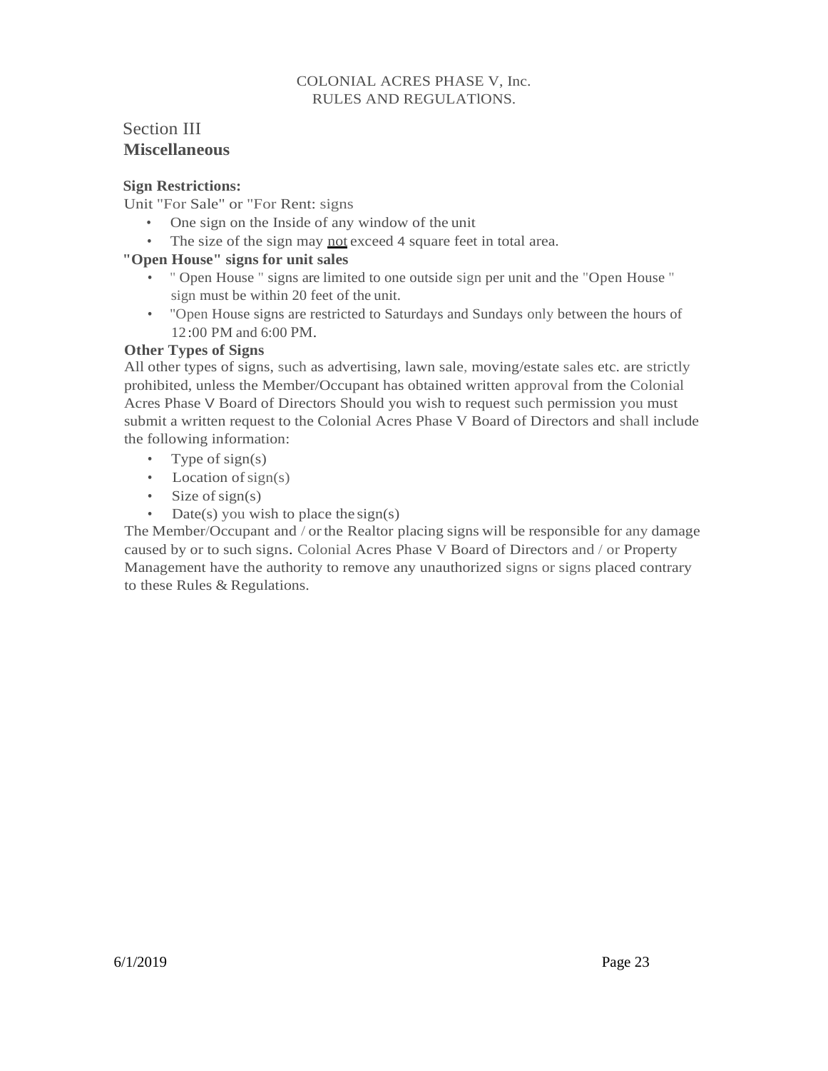COLONIAL ACRES PHASE V, Inc.
RULES AND REGULATIONS.

## Section III
## **Miscellaneous**

**Sign Restrictions:**

Unit "For Sale" or "For Rent: signs

- One sign on the Inside of any window of the unit
- The size of the sign may <u>not</u> exceed 4 square feet in total area.

**"Open House" signs for unit sales**

- " Open House " signs are limited to one outside sign per unit and the "Open House " sign must be within 20 feet of the unit.
- "Open House signs are restricted to Saturdays and Sundays only between the hours of 12:00 PM and 6:00 PM.

**Other Types of Signs**

All other types of signs, such as advertising, lawn sale, moving/estate sales etc. are strictly prohibited, unless the Member/Occupant has obtained written approval from the Colonial Acres Phase V Board of Directors Should you wish to request such permission you must submit a written request to the Colonial Acres Phase V Board of Directors and shall include the following information:

- Type of sign(s)
- Location of sign(s)
- Size of sign(s)
- Date(s) you wish to place the sign(s)

The Member/Occupant and / or the Realtor placing signs will be responsible for any damage caused by or to such signs. Colonial Acres Phase V Board of Directors and / or Property Management have the authority to remove any unauthorized signs or signs placed contrary to these Rules & Regulations.

6/1/2019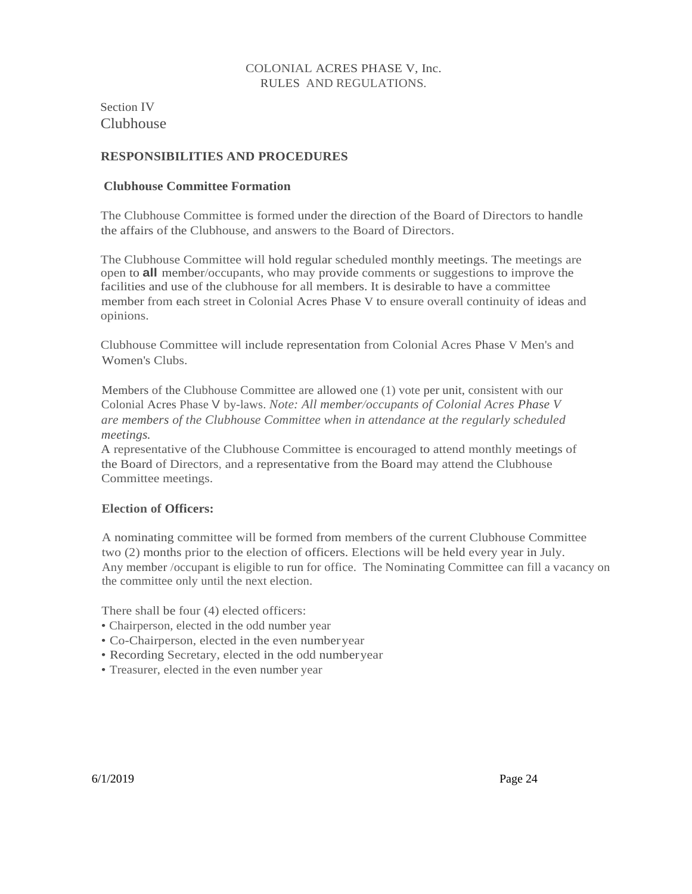COLONIAL ACRES PHASE V, Inc.
RULES AND REGULATIONS.

Section IV
# Clubhouse

## RESPONSIBILITIES AND PROCEDURES

### Clubhouse Committee Formation

The Clubhouse Committee is formed under the direction of the Board of Directors to handle the affairs of the Clubhouse, and answers to the Board of Directors.

The Clubhouse Committee will hold regular scheduled monthly meetings. The meetings are open to **all** member/occupants, who may provide comments or suggestions to improve the facilities and use of the clubhouse for all members. It is desirable to have a committee member from each street in Colonial Acres Phase V to ensure overall continuity of ideas and opinions.

Clubhouse Committee will include representation from Colonial Acres Phase V Men's and Women's Clubs.

Members of the Clubhouse Committee are allowed one (1) vote per unit, consistent with our Colonial Acres Phase V by-laws. *Note: All member/occupants of Colonial Acres Phase V are members of the Clubhouse Committee when in attendance at the regularly scheduled meetings.*
A representative of the Clubhouse Committee is encouraged to attend monthly meetings of the Board of Directors, and a representative from the Board may attend the Clubhouse Committee meetings.

### Election of Officers:

A nominating committee will be formed from members of the current Clubhouse Committee two (2) months prior to the election of officers. Elections will be held every year in July. Any member /occupant is eligible to run for office. The Nominating Committee can fill a vacancy on the committee only until the next election.

There shall be four (4) elected officers:
- Chairperson, elected in the odd number year
- Co-Chairperson, elected in the even number year
- Recording Secretary, elected in the odd number year
- Treasurer, elected in the even number year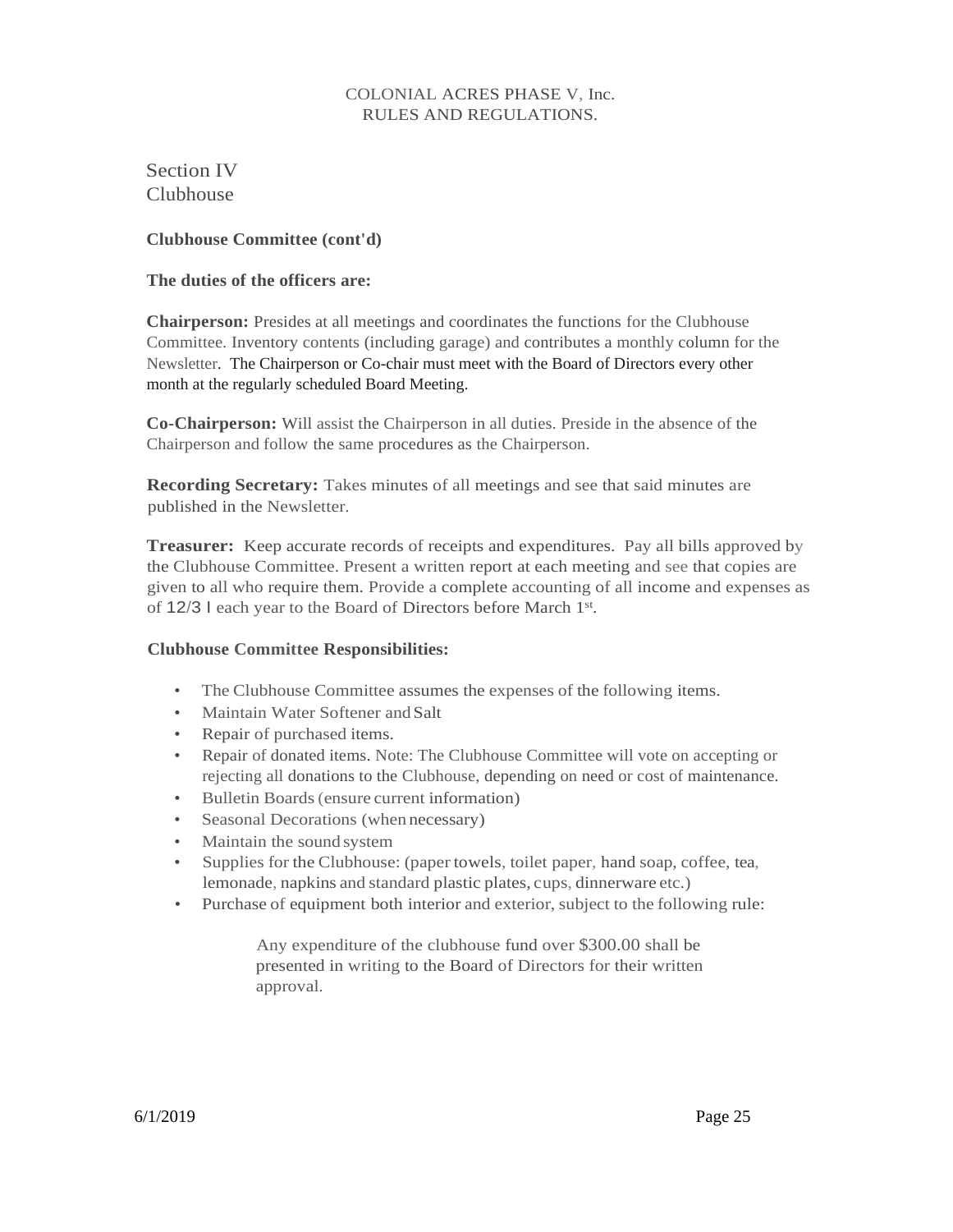COLONIAL ACRES PHASE V, Inc.
RULES AND REGULATIONS.

## Section IV
## Clubhouse

**Clubhouse Committee (cont'd)**

**The duties of the officers are:**

**Chairperson:** Presides at all meetings and coordinates the functions for the Clubhouse Committee. Inventory contents (including garage) and contributes a monthly column for the Newsletter. The Chairperson or Co-chair must meet with the Board of Directors every other month at the regularly scheduled Board Meeting.

**Co-Chairperson:** Will assist the Chairperson in all duties. Preside in the absence of the Chairperson and follow the same procedures as the Chairperson.

**Recording Secretary:** Takes minutes of all meetings and see that said minutes are published in the Newsletter.

**Treasurer:** Keep accurate records of receipts and expenditures. Pay all bills approved by the Clubhouse Committee. Present a written report at each meeting and see that copies are given to all who require them. Provide a complete accounting of all income and expenses as of 12/31 each year to the Board of Directors before March 1st.

**Clubhouse Committee Responsibilities:**

- The Clubhouse Committee assumes the expenses of the following items.
- Maintain Water Softener and Salt
- Repair of purchased items.
- Repair of donated items. Note: The Clubhouse Committee will vote on accepting or rejecting all donations to the Clubhouse, depending on need or cost of maintenance.
- Bulletin Boards (ensure current information)
- Seasonal Decorations (when necessary)
- Maintain the sound system
- Supplies for the Clubhouse: (paper towels, toilet paper, hand soap, coffee, tea, lemonade, napkins and standard plastic plates, cups, dinnerware etc.)
- Purchase of equipment both interior and exterior, subject to the following rule:

  Any expenditure of the clubhouse fund over $300.00 shall be presented in writing to the Board of Directors for their written approval.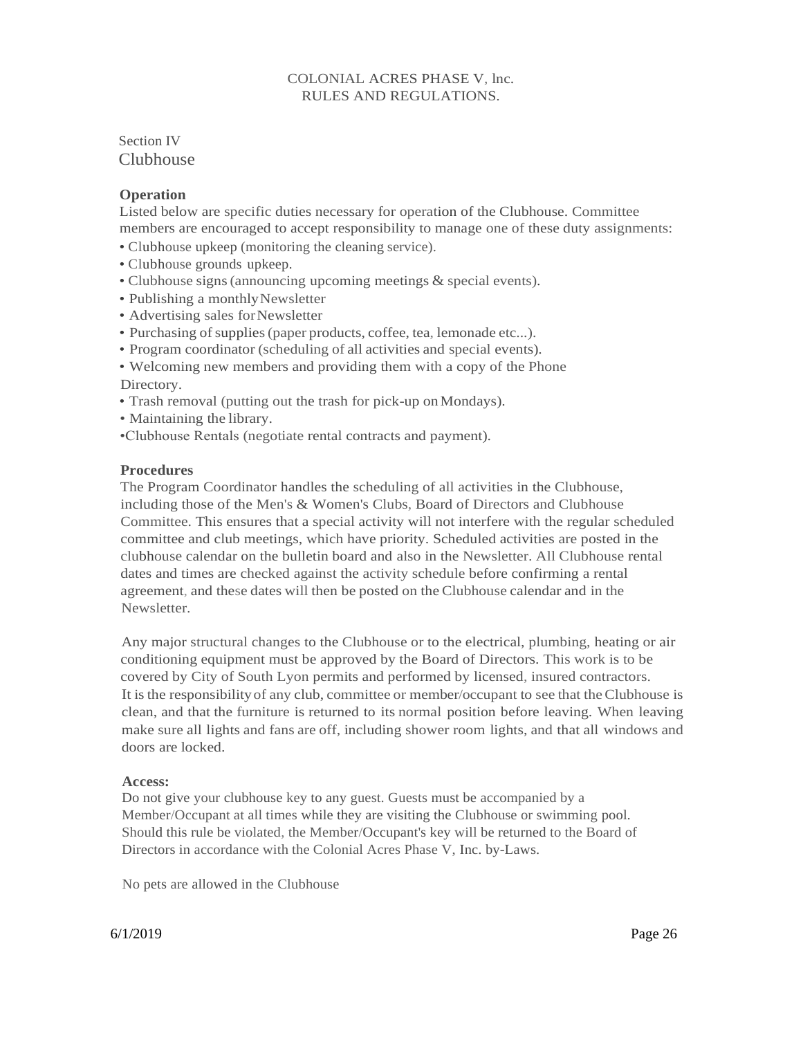COLONIAL ACRES PHASE V, lnc.
RULES AND REGULATIONS.

Section IV
## Clubhouse

### Operation

Listed below are specific duties necessary for operation of the Clubhouse. Committee members are encouraged to accept responsibility to manage one of these duty assignments:

- Clubhouse upkeep (monitoring the cleaning service).
- Clubhouse grounds upkeep.
- Clubhouse signs (announcing upcoming meetings & special events).
- Publishing a monthly Newsletter
- Advertising sales for Newsletter
- Purchasing of supplies (paper products, coffee, tea, lemonade etc...).
- Program coordinator (scheduling of all activities and special events).
- Welcoming new members and providing them with a copy of the Phone Directory.
- Trash removal (putting out the trash for pick-up on Mondays).
- Maintaining the library.
- Clubhouse Rentals (negotiate rental contracts and payment).

### Procedures

The Program Coordinator handles the scheduling of all activities in the Clubhouse, including those of the Men's & Women's Clubs, Board of Directors and Clubhouse Committee. This ensures that a special activity will not interfere with the regular scheduled committee and club meetings, which have priority. Scheduled activities are posted in the clubhouse calendar on the bulletin board and also in the Newsletter. All Clubhouse rental dates and times are checked against the activity schedule before confirming a rental agreement, and these dates will then be posted on the Clubhouse calendar and in the Newsletter.

Any major structural changes to the Clubhouse or to the electrical, plumbing, heating or air conditioning equipment must be approved by the Board of Directors. This work is to be covered by City of South Lyon permits and performed by licensed, insured contractors. It is the responsibility of any club, committee or member/occupant to see that the Clubhouse is clean, and that the furniture is returned to its normal position before leaving. When leaving make sure all lights and fans are off, including shower room lights, and that all windows and doors are locked.

### Access:

Do not give your clubhouse key to any guest. Guests must be accompanied by a Member/Occupant at all times while they are visiting the Clubhouse or swimming pool. Should this rule be violated, the Member/Occupant's key will be returned to the Board of Directors in accordance with the Colonial Acres Phase V, Inc. by-Laws.

No pets are allowed in the Clubhouse

6/1/2019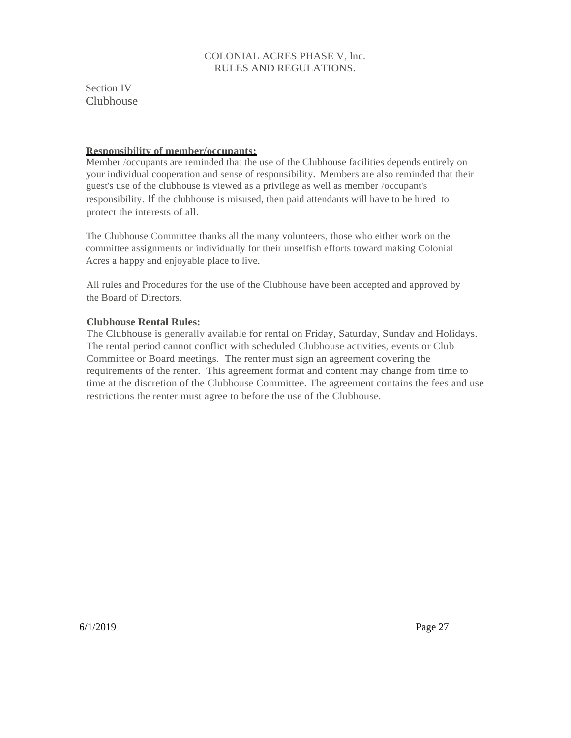COLONIAL ACRES PHASE V, lnc.
RULES AND REGULATIONS.

Section IV
Clubhouse

**Responsibility of member/occupants:**

Member /occupants are reminded that the use of the Clubhouse facilities depends entirely on your individual cooperation and sense of responsibility. Members are also reminded that their guest's use of the clubhouse is viewed as a privilege as well as member /occupant's responsibility. If the clubhouse is misused, then paid attendants will have to be hired to protect the interests of all.

The Clubhouse Committee thanks all the many volunteers, those who either work on the committee assignments or individually for their unselfish efforts toward making Colonial Acres a happy and enjoyable place to live.

All rules and Procedures for the use of the Clubhouse have been accepted and approved by the Board of Directors.

**Clubhouse Rental Rules:**

The Clubhouse is generally available for rental on Friday, Saturday, Sunday and Holidays. The rental period cannot conflict with scheduled Clubhouse activities, events or Club Committee or Board meetings. The renter must sign an agreement covering the requirements of the renter. This agreement format and content may change from time to time at the discretion of the Clubhouse Committee. The agreement contains the fees and use restrictions the renter must agree to before the use of the Clubhouse.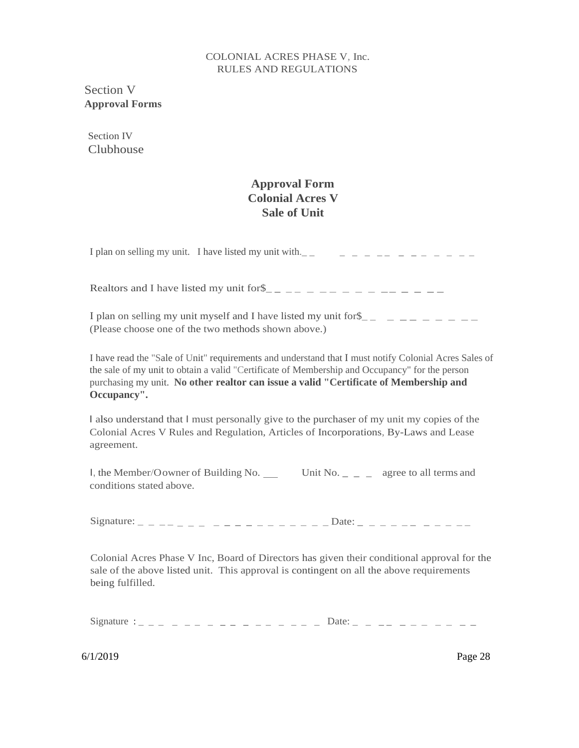Section V
**Approval Forms**

Section IV
Clubhouse

# Approval Form
# Colonial Acres V
# Sale of Unit

I plan on selling my unit. I have listed my unit with.__ _ _ _ __ _ _ _ _ _ _ _ _

Realtors and I have listed my unit for$__ __ _ __ _ _ _ __ _ _ __

I plan on selling my unit myself and I have listed my unit for$__ _ __ _ _ _ _ __
(Please choose one of the two methods shown above.)

I have read the "Sale of Unit" requirements and understand that I must notify Colonial Acres Sales of the sale of my unit to obtain a valid "Certificate of Membership and Occupancy" for the person purchasing my unit. **No other realtor can issue a valid "Certificate of Membership and Occupancy".**

I also understand that I must personally give to the purchaser of my unit my copies of the Colonial Acres V Rules and Regulation, Articles of Incorporations, By-Laws and Lease agreement.

I, the Member/Oowner of Building No. ___ Unit No. _ _ _ agree to all terms and conditions stated above.

Signature: _ _ __ _ _ _ _ _ _ _ _ _ _ _ _ _ _ _ Date: _ _ _ _ __ _ _ _ _ __

Colonial Acres Phase V Inc, Board of Directors has given their conditional approval for the sale of the above listed unit. This approval is contingent on all the above requirements being fulfilled.

Signature : _ _ _ _ _ _ _ _ __ _ _ _ _ _ _ _ _ Date: _ _ __ _ _ _ _ _ _ __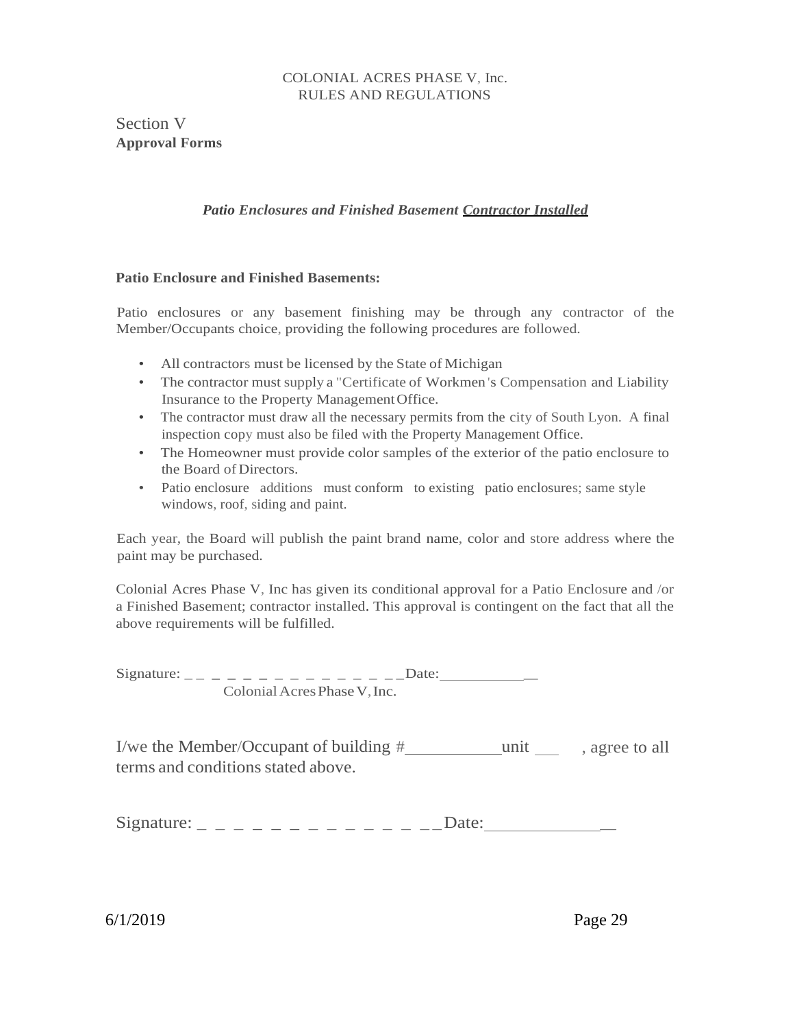COLONIAL ACRES PHASE V, Inc.
RULES AND REGULATIONS

## Section V
**Approval Forms**

***Patio Enclosures and Finished Basement <u>Contractor Installed</u>***

**Patio Enclosure and Finished Basements:**

Patio enclosures or any basement finishing may be through any contractor of the Member/Occupants choice, providing the following procedures are followed.

- All contractors must be licensed by the State of Michigan
- The contractor must supply a "Certificate of Workmen's Compensation and Liability Insurance to the Property Management Office.
- The contractor must draw all the necessary permits from the city of South Lyon. A final inspection copy must also be filed with the Property Management Office.
- The Homeowner must provide color samples of the exterior of the patio enclosure to the Board of Directors.
- Patio enclosure additions must conform to existing patio enclosures; same style windows, roof, siding and paint.

Each year, the Board will publish the paint brand name, color and store address where the paint may be purchased.

Colonial Acres Phase V, Inc has given its conditional approval for a Patio Enclosure and /or a Finished Basement; contractor installed. This approval is contingent on the fact that all the above requirements will be fulfilled.

Signature: _ _ _ _ _ _ _ _ _ _ _ _ _ _ _ _Date:____________
Colonial Acres Phase V, Inc.

I/we the Member/Occupant of building #___________unit ___ , agree to all terms and conditions stated above.

Signature: _ _ _ _ _ _ _ _ _ _ _ _ _ _Date:______________

6/1/2019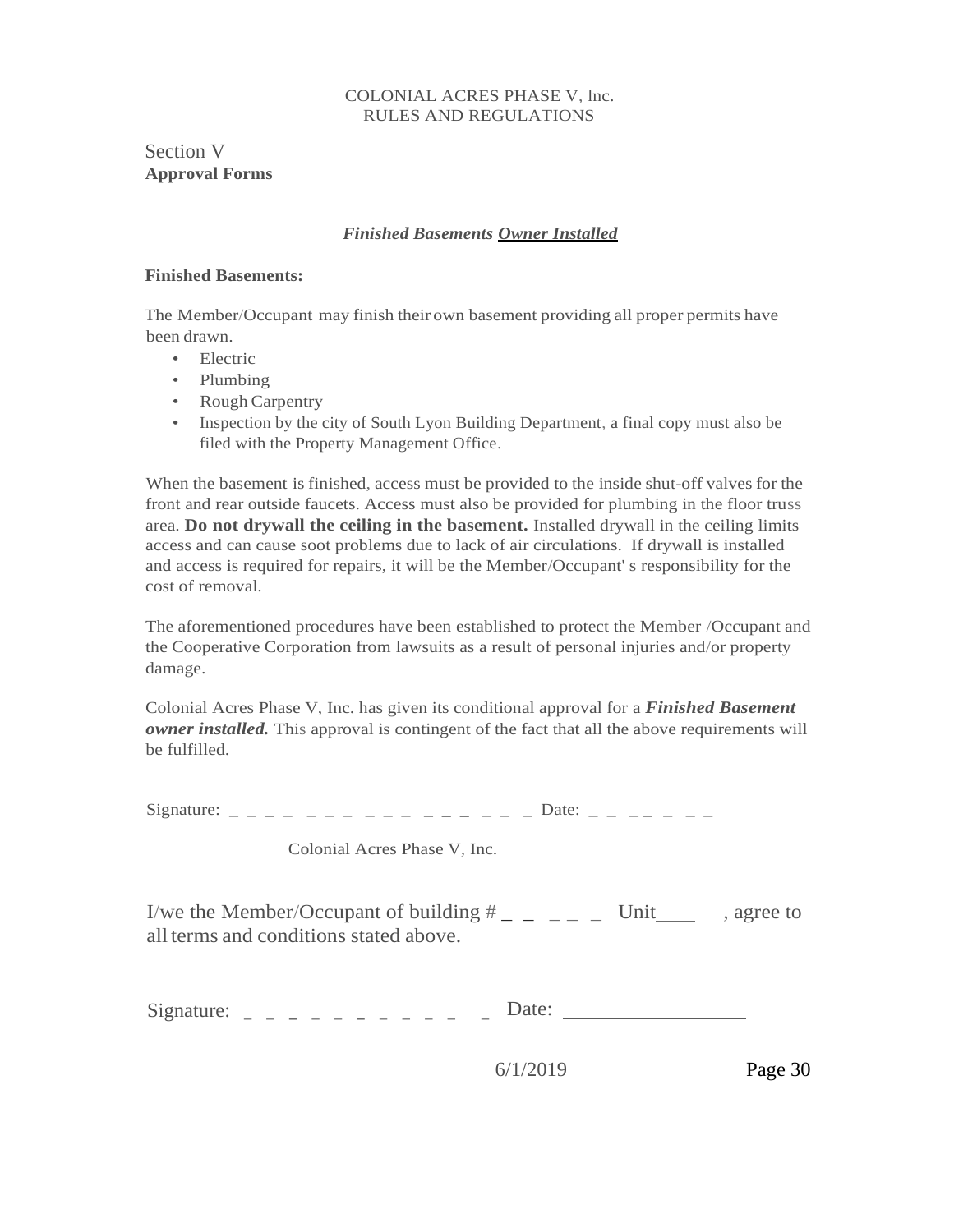COLONIAL ACRES PHASE V, lnc.
RULES AND REGULATIONS

Section V
**Approval Forms**

***Finished Basements Owner Installed***

**Finished Basements:**

The Member/Occupant may finish their own basement providing all proper permits have been drawn.

- Electric
- Plumbing
- Rough Carpentry
- Inspection by the city of South Lyon Building Department, a final copy must also be filed with the Property Management Office.

When the basement is finished, access must be provided to the inside shut-off valves for the front and rear outside faucets. Access must also be provided for plumbing in the floor truss area. **Do not drywall the ceiling in the basement.** Installed drywall in the ceiling limits access and can cause soot problems due to lack of air circulations. If drywall is installed and access is required for repairs, it will be the Member/Occupant' s responsibility for the cost of removal.

The aforementioned procedures have been established to protect the Member /Occupant and the Cooperative Corporation from lawsuits as a result of personal injuries and/or property damage.

Colonial Acres Phase V, Inc. has given its conditional approval for a ***Finished Basement owner installed.*** This approval is contingent of the fact that all the above requirements will be fulfilled.

Signature: _______________ Date: __________

Colonial Acres Phase V, Inc.

I/we the Member/Occupant of building # ______ Unit____ , agree to all terms and conditions stated above.

Signature: _______________ Date: __________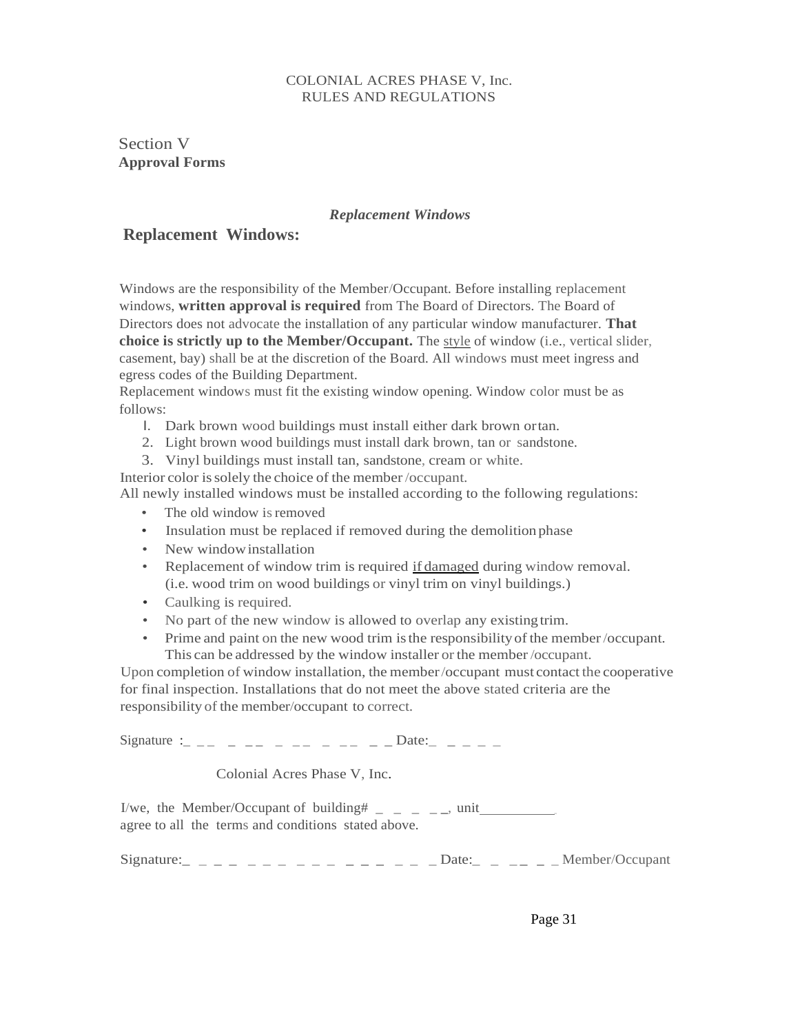COLONIAL ACRES PHASE V, Inc.
RULES AND REGULATIONS

Section V
**Approval Forms**

*Replacement Windows*

## Replacement Windows:

Windows are the responsibility of the Member/Occupant. Before installing replacement windows, **written approval is required** from The Board of Directors. The Board of Directors does not advocate the installation of any particular window manufacturer. **That choice is strictly up to the Member/Occupant.** The <u>style</u> of window (i.e., vertical slider, casement, bay) shall be at the discretion of the Board. All windows must meet ingress and egress codes of the Building Department.

Replacement windows must fit the existing window opening. Window color must be as follows:

1. Dark brown wood buildings must install either dark brown or tan.
2. Light brown wood buildings must install dark brown, tan or sandstone.
3. Vinyl buildings must install tan, sandstone, cream or white.

Interior color is solely the choice of the member/occupant.

All newly installed windows must be installed according to the following regulations:

- The old window is removed
- Insulation must be replaced if removed during the demolition phase
- New window installation
- Replacement of window trim is required <u>if damaged</u> during window removal. (i.e. wood trim on wood buildings or vinyl trim on vinyl buildings.)
- Caulking is required.
- No part of the new window is allowed to overlap any existing trim.
- Prime and paint on the new wood trim is the responsibility of the member/occupant. This can be addressed by the window installer or the member/occupant.

Upon completion of window installation, the member/occupant must contact the cooperative for final inspection. Installations that do not meet the above stated criteria are the responsibility of the member/occupant to correct.

Signature :_______________________ Date:__________

Colonial Acres Phase V, Inc.

I/we, the Member/Occupant of building# ________, unit__________.
agree to all the terms and conditions stated above.

Signature:___________________________ Date:__________ Member/Occupant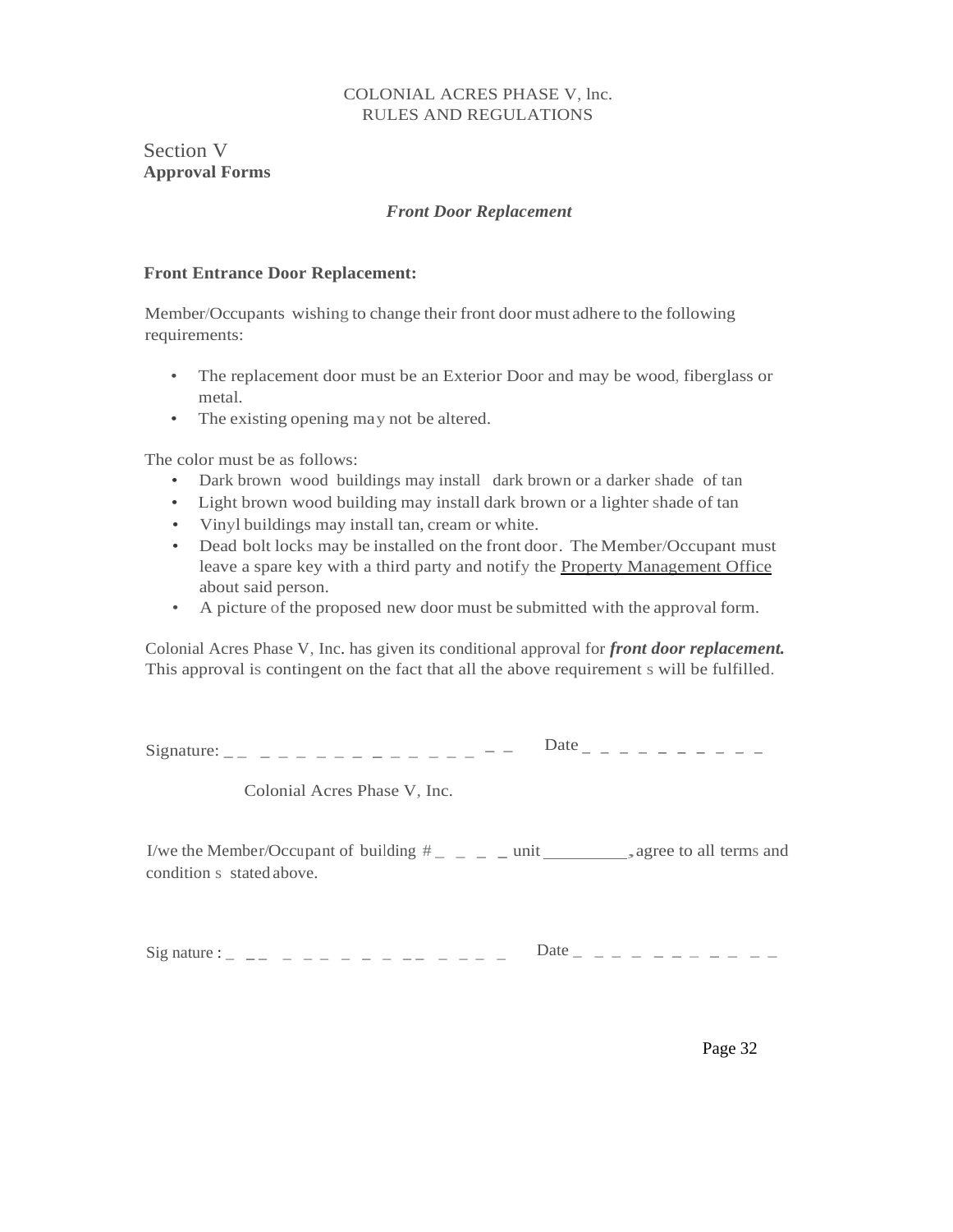COLONIAL ACRES PHASE V, lnc.
RULES AND REGULATIONS

# Section V
## Approval Forms

### *Front Door Replacement*

**Front Entrance Door Replacement:**

Member/Occupants wishing to change their front door must adhere to the following requirements:

- The replacement door must be an Exterior Door and may be wood, fiberglass or metal.
- The existing opening may not be altered.

The color must be as follows:

- Dark brown wood buildings may install dark brown or a darker shade of tan
- Light brown wood building may install dark brown or a lighter shade of tan
- Vinyl buildings may install tan, cream or white.
- Dead bolt locks may be installed on the front door. The Member/Occupant must leave a spare key with a third party and notify the Property Management Office about said person.
- A picture of the proposed new door must be submitted with the approval form.

Colonial Acres Phase V, Inc. has given its conditional approval for ***front door replacement.*** This approval is contingent on the fact that all the above requirements will be fulfilled.

Signature: ____________________ Date ____________

Colonial Acres Phase V, Inc.

I/we the Member/Occupant of building # ______ unit __________, agree to all terms and conditions stated above.

Signature: ____________________ Date ____________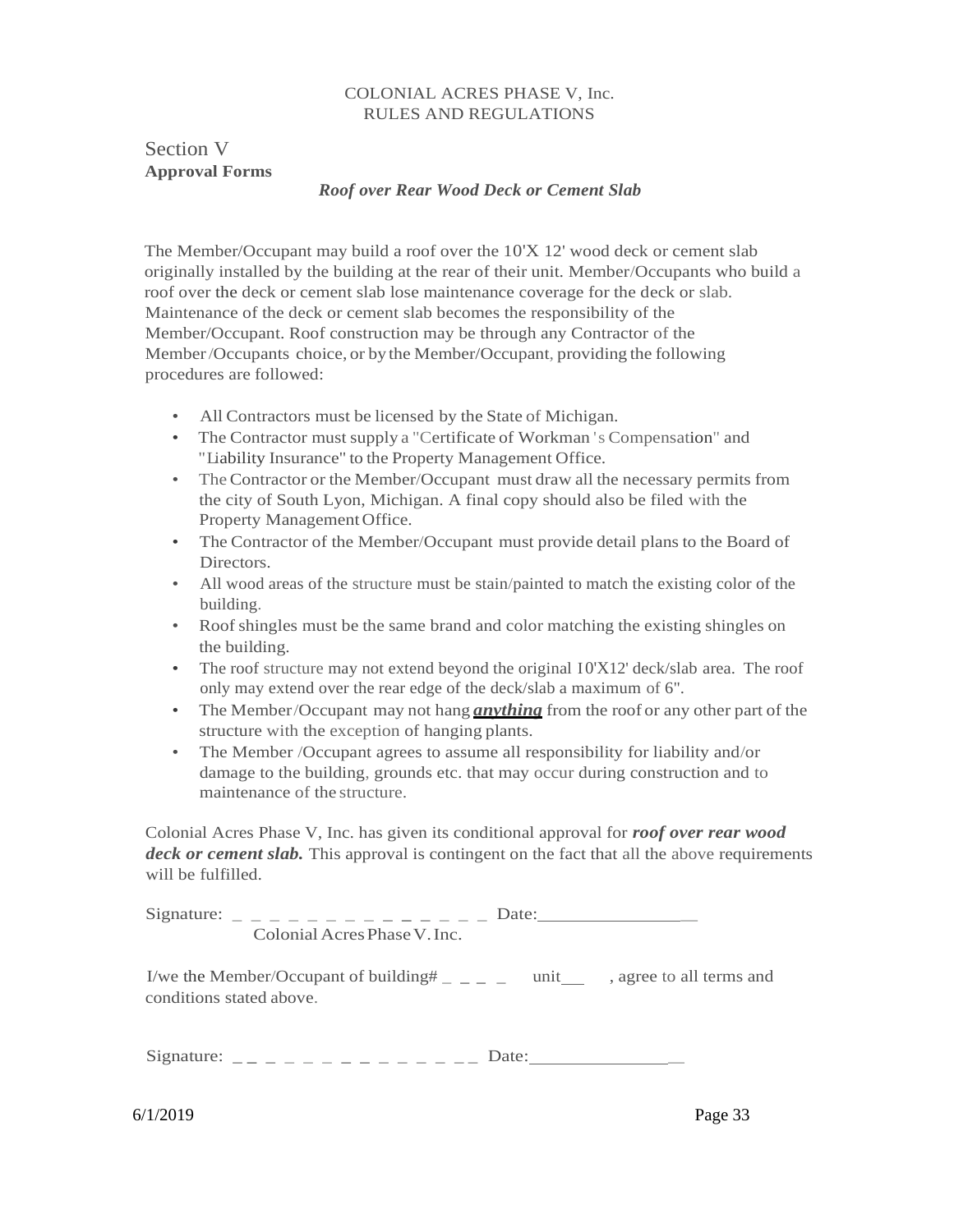COLONIAL ACRES PHASE V, Inc.
RULES AND REGULATIONS

# Section V

## Approval Forms

### *Roof over Rear Wood Deck or Cement Slab*

The Member/Occupant may build a roof over the 10'X 12' wood deck or cement slab originally installed by the building at the rear of their unit. Member/Occupants who build a roof over the deck or cement slab lose maintenance coverage for the deck or slab. Maintenance of the deck or cement slab becomes the responsibility of the Member/Occupant. Roof construction may be through any Contractor of the Member/Occupants choice, or by the Member/Occupant, providing the following procedures are followed:

- All Contractors must be licensed by the State of Michigan.
- The Contractor must supply a "Certificate of Workman's Compensation" and "Liability Insurance" to the Property Management Office.
- The Contractor or the Member/Occupant must draw all the necessary permits from the city of South Lyon, Michigan. A final copy should also be filed with the Property Management Office.
- The Contractor of the Member/Occupant must provide detail plans to the Board of Directors.
- All wood areas of the structure must be stain/painted to match the existing color of the building.
- Roof shingles must be the same brand and color matching the existing shingles on the building.
- The roof structure may not extend beyond the original 10'X12' deck/slab area. The roof only may extend over the rear edge of the deck/slab a maximum of 6".
- The Member/Occupant may not hang ***anything*** from the roof or any other part of the structure with the exception of hanging plants.
- The Member /Occupant agrees to assume all responsibility for liability and/or damage to the building, grounds etc. that may occur during construction and to maintenance of the structure.

Colonial Acres Phase V, Inc. has given its conditional approval for ***roof over rear wood deck or cement slab.*** This approval is contingent on the fact that all the above requirements will be fulfilled.

Signature: _ _ _ _ _ _ _ _ _ _ _ _ _ _ Date:_______________
Colonial Acres Phase V. Inc.

I/we the Member/Occupant of building# _ _ _ _ unit___ , agree to all terms and conditions stated above.

Signature: _ _ _ _ _ _ _ _ _ _ _ _ _ _ Date:_______________

6/1/2019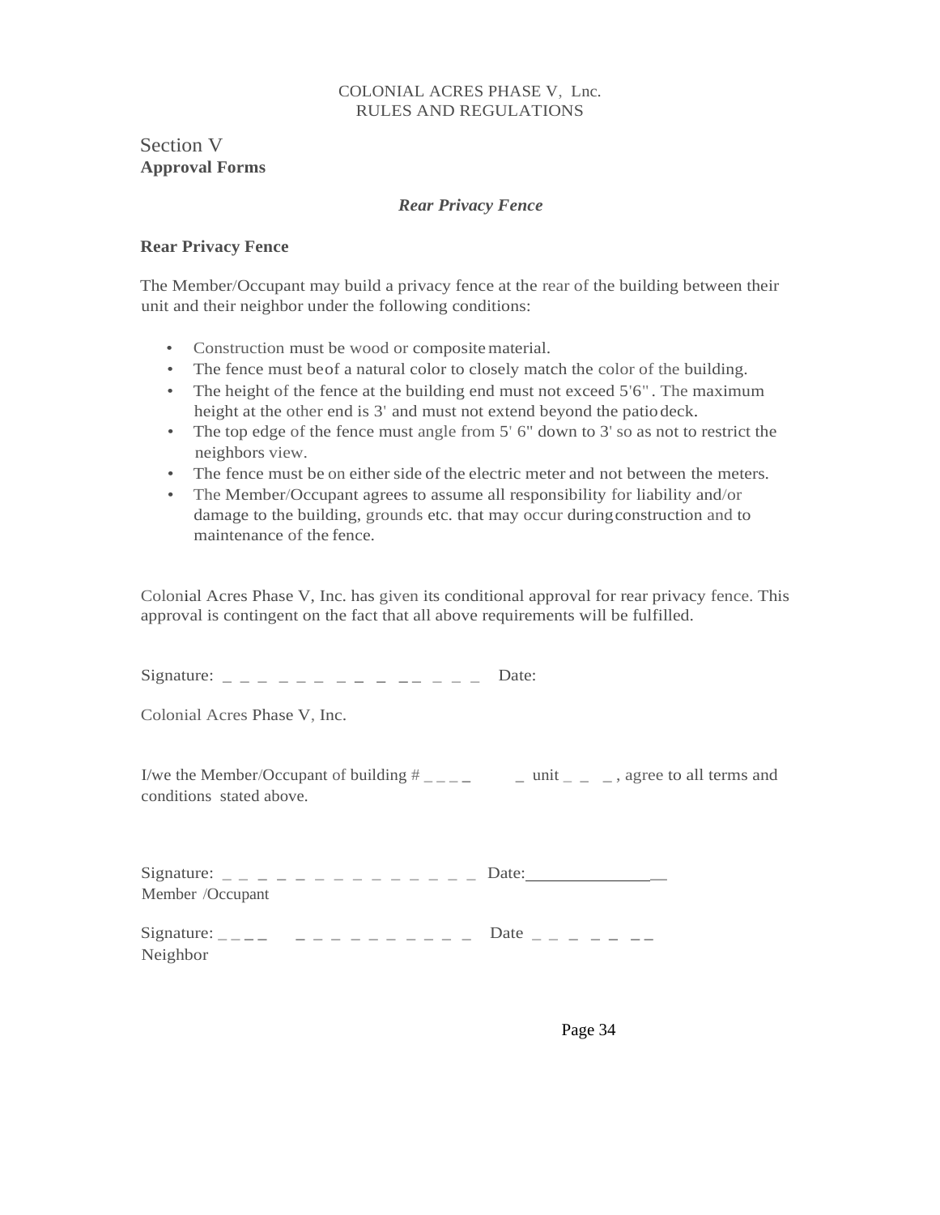COLONIAL ACRES PHASE V, Lnc.
RULES AND REGULATIONS

# Section V
**Approval Forms**

***Rear Privacy Fence***

## Rear Privacy Fence

The Member/Occupant may build a privacy fence at the rear of the building between their unit and their neighbor under the following conditions:

- Construction must be wood or composite material.
- The fence must beof a natural color to closely match the color of the building.
- The height of the fence at the building end must not exceed 5'6" . The maximum height at the other end is 3' and must not extend beyond the patio deck.
- The top edge of the fence must angle from 5' 6" down to 3' so as not to restrict the neighbors view.
- The fence must be on either side of the electric meter and not between the meters.
- The Member/Occupant agrees to assume all responsibility for liability and/or damage to the building, grounds etc. that may occur during construction and to maintenance of the fence.

Colonial Acres Phase V, Inc. has given its conditional approval for rear privacy fence. This approval is contingent on the fact that all above requirements will be fulfilled.

Signature: _ _ _ _ _ _ _ _ _ _ _ _ _ _ _ Date:

Colonial Acres Phase V, Inc.

I/we the Member/Occupant of building # _ _ _ _ _ unit _ _ _ , agree to all terms and conditions stated above.

Signature: _ _ _ _ _ _ _ _ _ _ _ _ _ _ _ Date:________________
Member /Occupant

Signature: _ _ _ _ _ _ _ _ _ _ _ _ _ _ _ Date _ _ _ _ _ _ _
Neighbor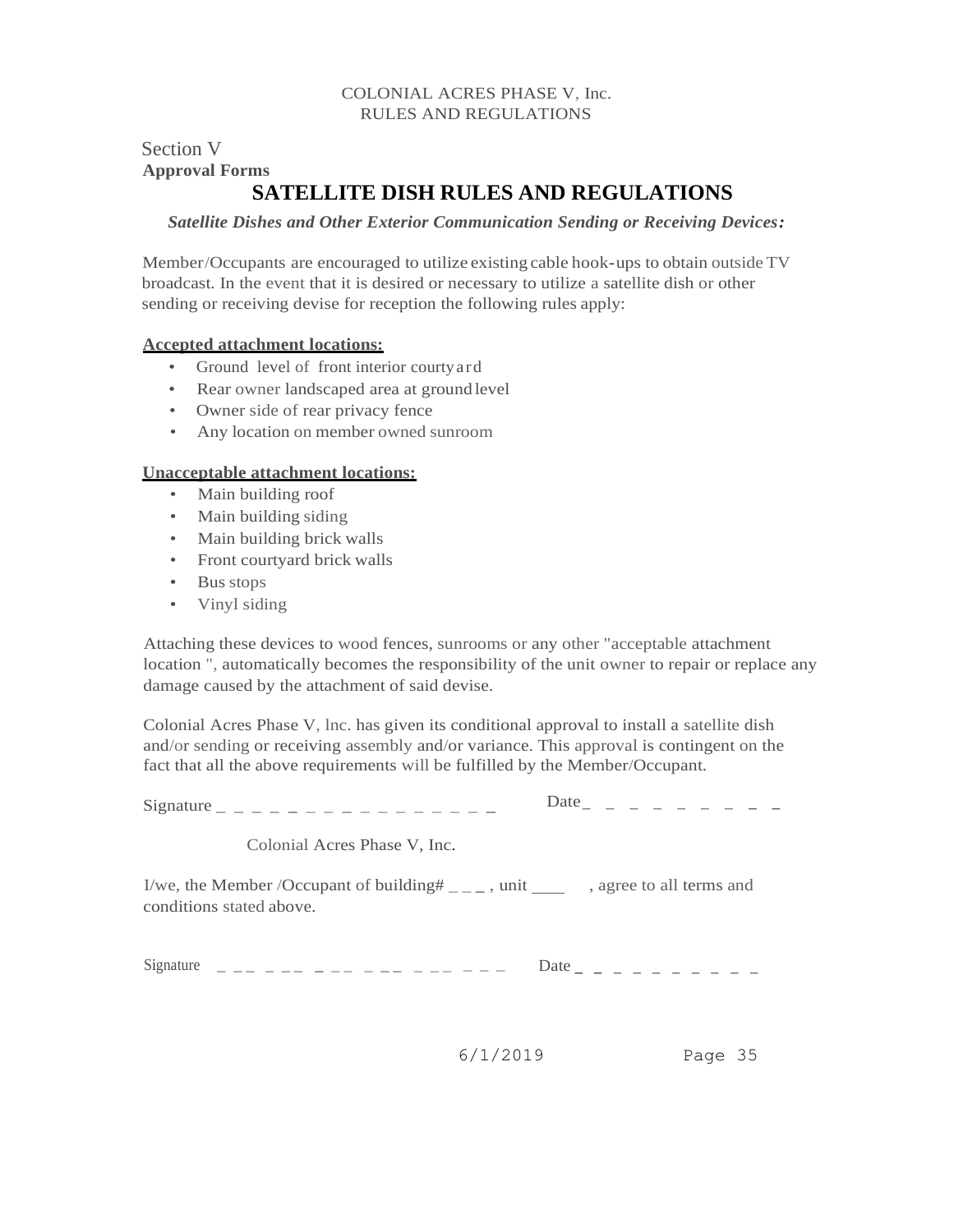Section V
**Approval Forms**

# SATELLITE DISH RULES AND REGULATIONS

***Satellite Dishes and Other Exterior Communication Sending or Receiving Devices:***

Member/Occupants are encouraged to utilize existing cable hook-ups to obtain outside TV broadcast. In the event that it is desired or necessary to utilize a satellite dish or other sending or receiving devise for reception the following rules apply:

**Accepted attachment locations:**

- Ground level of front interior courtyard
- Rear owner landscaped area at ground level
- Owner side of rear privacy fence
- Any location on member owned sunroom

**Unacceptable attachment locations:**

- Main building roof
- Main building siding
- Main building brick walls
- Front courtyard brick walls
- Bus stops
- Vinyl siding

Attaching these devices to wood fences, sunrooms or any other "acceptable attachment location ", automatically becomes the responsibility of the unit owner to repair or replace any damage caused by the attachment of said devise.

Colonial Acres Phase V, lnc. has given its conditional approval to install a satellite dish and/or sending or receiving assembly and/or variance. This approval is contingent on the fact that all the above requirements will be fulfilled by the Member/Occupant.

Signature _ _ _ _ _ _ _ _ _ _ _ _ _ _ _ _ Date_ _ _ _ _ _ _ _ _ _

Colonial Acres Phase V, Inc.

I/we, the Member /Occupant of building# _ _ _ , unit ____ , agree to all terms and conditions stated above.

Signature _ _ _ _ _ _ _ _ _ _ _ _ _ _ _ _ _ _ _ Date _ _ _ _ _ _ _ _ _ _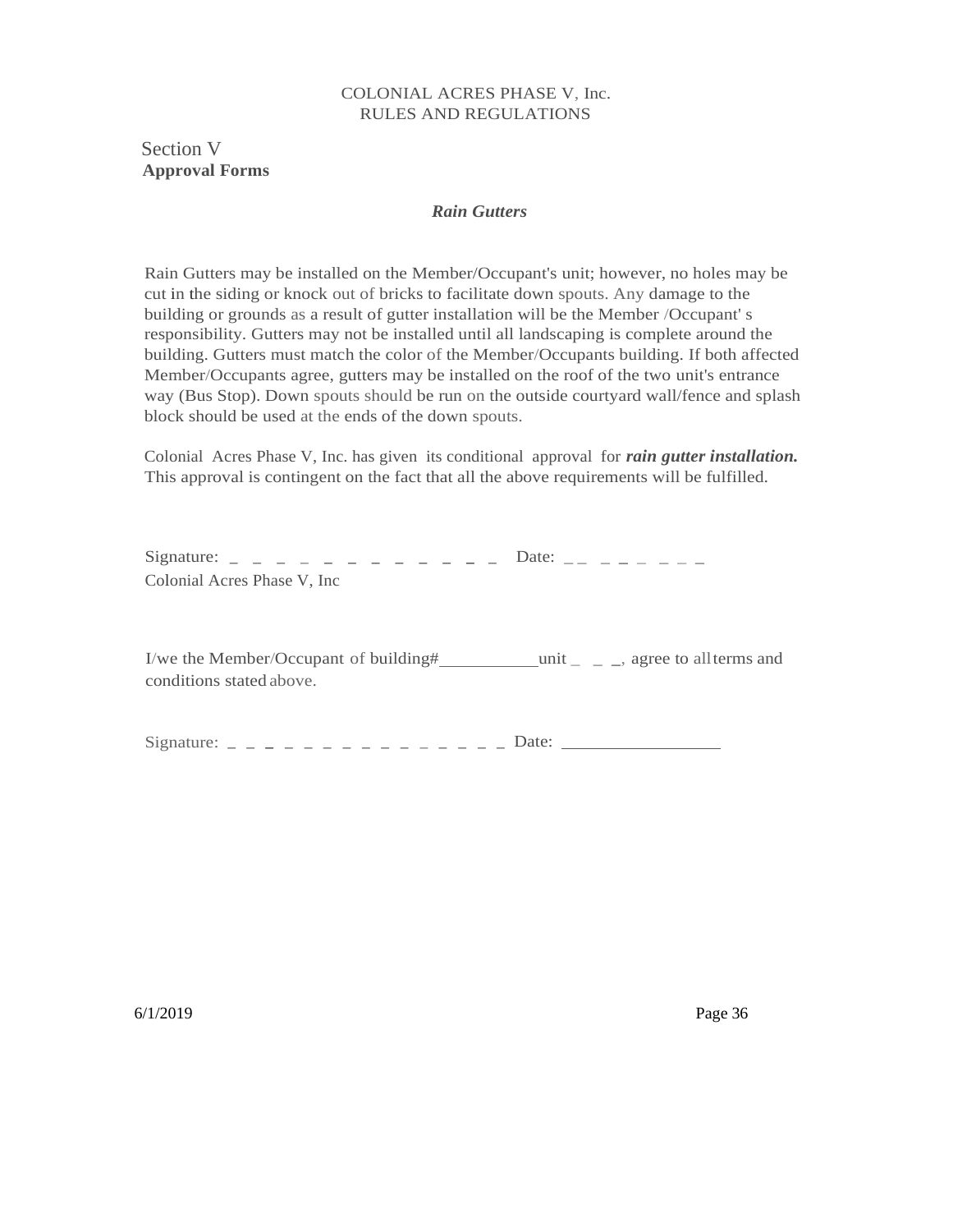COLONIAL ACRES PHASE V, Inc.
RULES AND REGULATIONS

## Section V
**Approval Forms**

### ***Rain Gutters***

Rain Gutters may be installed on the Member/Occupant's unit; however, no holes may be cut in the siding or knock out of bricks to facilitate down spouts. Any damage to the building or grounds as a result of gutter installation will be the Member /Occupant' s responsibility. Gutters may not be installed until all landscaping is complete around the building. Gutters must match the color of the Member/Occupants building. If both affected Member/Occupants agree, gutters may be installed on the roof of the two unit's entrance way (Bus Stop). Down spouts should be run on the outside courtyard wall/fence and splash block should be used at the ends of the down spouts.

Colonial Acres Phase V, Inc. has given its conditional approval for ***rain gutter installation.*** This approval is contingent on the fact that all the above requirements will be fulfilled.

Signature: _ _ _ _ _ _ _ _ _ _ _ _ Date: _ _ _ _ _ _ _ _ _
Colonial Acres Phase V, Inc

I/we the Member/Occupant of building#___________unit _ _ _, agree to all terms and conditions stated above.

Signature: _ _ _ _ _ _ _ _ _ _ _ _ _ _ _ Date: _________________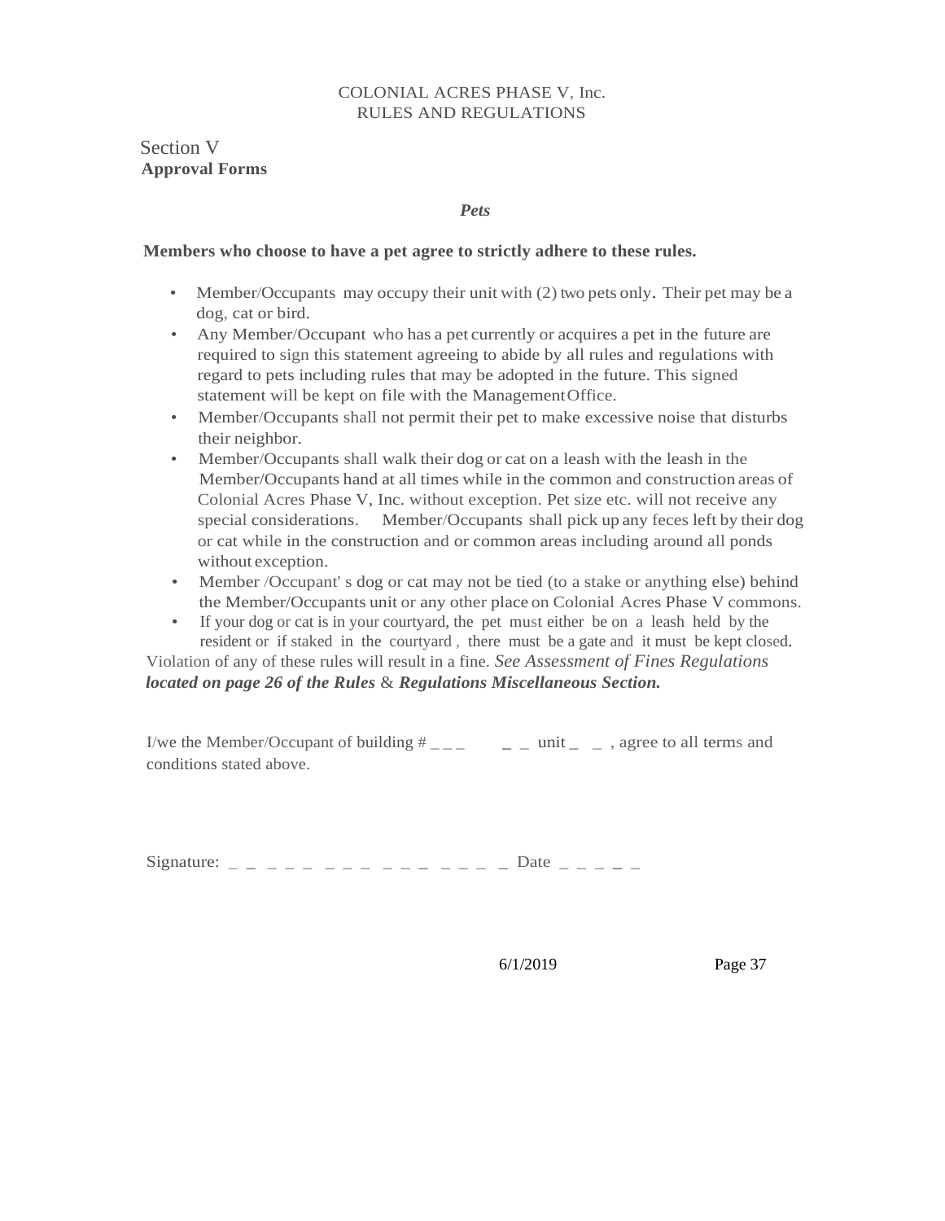COLONIAL ACRES PHASE V, Inc.
RULES AND REGULATIONS

## Section V
**Approval Forms**

***Pets***

**Members who choose to have a pet agree to strictly adhere to these rules.**

- Member/Occupants may occupy their unit with (2) two pets only. Their pet may be a dog, cat or bird.
- Any Member/Occupant who has a pet currently or acquires a pet in the future are required to sign this statement agreeing to abide by all rules and regulations with regard to pets including rules that may be adopted in the future. This signed statement will be kept on file with the Management Office.
- Member/Occupants shall not permit their pet to make excessive noise that disturbs their neighbor.
- Member/Occupants shall walk their dog or cat on a leash with the leash in the Member/Occupants hand at all times while in the common and construction areas of Colonial Acres Phase V, Inc. without exception. Pet size etc. will not receive any special considerations. Member/Occupants shall pick up any feces left by their dog or cat while in the construction and or common areas including around all ponds without exception.
- Member /Occupant' s dog or cat may not be tied (to a stake or anything else) behind the Member/Occupants unit or any other place on Colonial Acres Phase V commons.
- If your dog or cat is in your courtyard, the pet must either be on a leash held by the resident or if staked in the courtyard , there must be a gate and it must be kept closed.

Violation of any of these rules will result in a fine. *See Assessment of Fines Regulations* ***located on page 26 of the Rules*** & ***Regulations Miscellaneous Section.***

I/we the Member/Occupant of building # _ _ _ _ _ unit _ _ , agree to all terms and conditions stated above.

Signature: _ _ _ _ _ _ _ _ _ _ _ _ _ _ _ _ Date _ _ _ _ _

6/1/2019